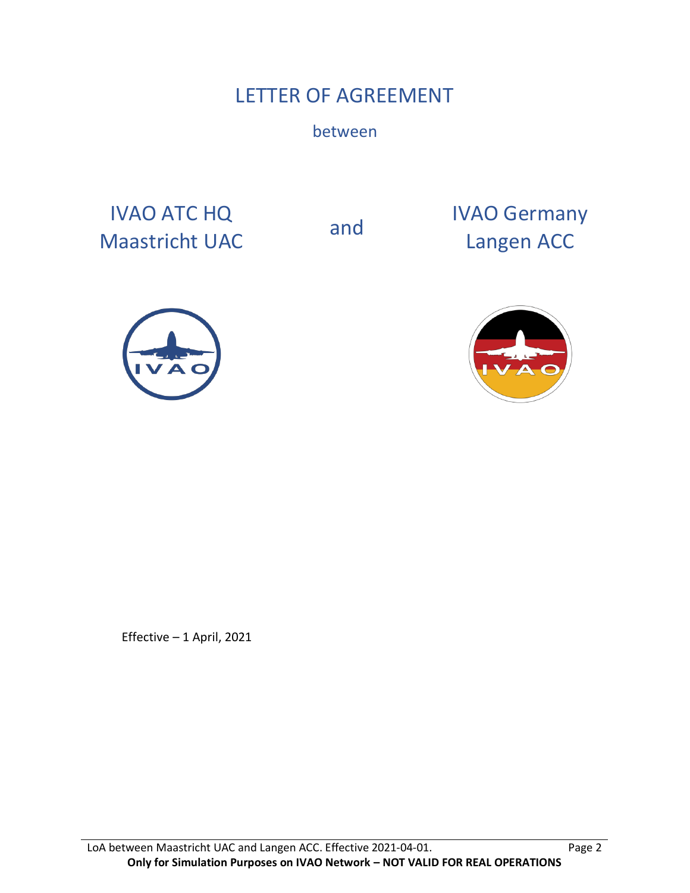# LETTER OF AGREEMENT

between

IVAO ATC HQ
Maastricht UAC

and

IVAO Germany
Langen ACC

Effective – 1 April, 2021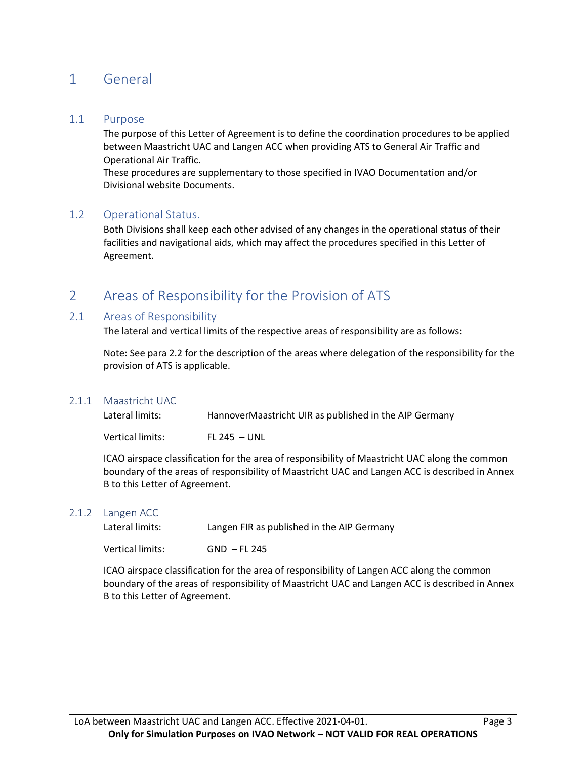# 1 General

## 1.1 Purpose

The purpose of this Letter of Agreement is to define the coordination procedures to be applied between Maastricht UAC and Langen ACC when providing ATS to General Air Traffic and Operational Air Traffic.

These procedures are supplementary to those specified in IVAO Documentation and/or Divisional website Documents.

## 1.2 Operational Status.

Both Divisions shall keep each other advised of any changes in the operational status of their facilities and navigational aids, which may affect the procedures specified in this Letter of Agreement.

# 2 Areas of Responsibility for the Provision of ATS

## 2.1 Areas of Responsibility

The lateral and vertical limits of the respective areas of responsibility are as follows:

Note: See para 2.2 for the description of the areas where delegation of the responsibility for the provision of ATS is applicable.

### 2.1.1 Maastricht UAC

Lateral limits: HannoverMaastricht UIR as published in the AIP Germany

Vertical limits: FL 245 – UNL

ICAO airspace classification for the area of responsibility of Maastricht UAC along the common boundary of the areas of responsibility of Maastricht UAC and Langen ACC is described in Annex B to this Letter of Agreement.

### 2.1.2 Langen ACC

Lateral limits: Langen FIR as published in the AIP Germany

Vertical limits: GND – FL 245

ICAO airspace classification for the area of responsibility of Langen ACC along the common boundary of the areas of responsibility of Maastricht UAC and Langen ACC is described in Annex B to this Letter of Agreement.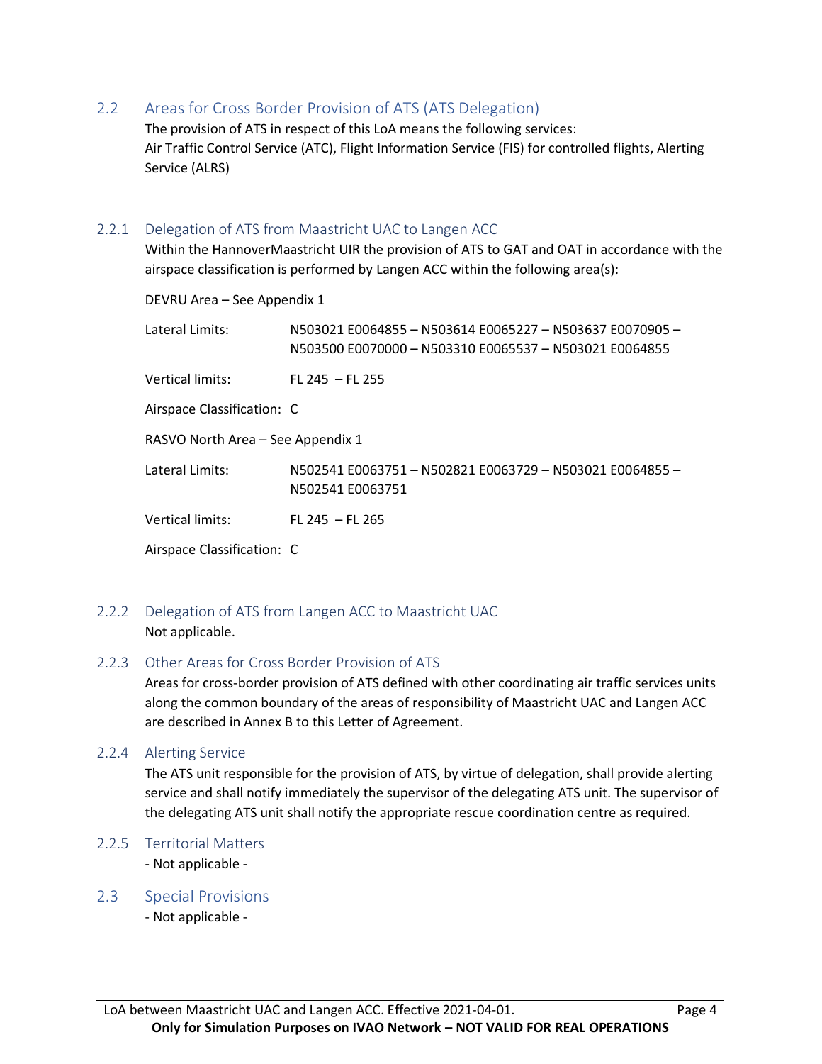## 2.2 Areas for Cross Border Provision of ATS (ATS Delegation)

The provision of ATS in respect of this LoA means the following services:
Air Traffic Control Service (ATC), Flight Information Service (FIS) for controlled flights, Alerting Service (ALRS)

### 2.2.1 Delegation of ATS from Maastricht UAC to Langen ACC

Within the HannoverMaastricht UIR the provision of ATS to GAT and OAT in accordance with the airspace classification is performed by Langen ACC within the following area(s):

DEVRU Area – See Appendix 1

Lateral Limits: N503021 E0064855 – N503614 E0065227 – N503637 E0070905 – N503500 E0070000 – N503310 E0065537 – N503021 E0064855

Vertical limits: FL 245 – FL 255

Airspace Classification: C

RASVO North Area – See Appendix 1

Lateral Limits: N502541 E0063751 – N502821 E0063729 – N503021 E0064855 – N502541 E0063751

Vertical limits: FL 245 – FL 265

Airspace Classification: C

### 2.2.2 Delegation of ATS from Langen ACC to Maastricht UAC

Not applicable.

### 2.2.3 Other Areas for Cross Border Provision of ATS

Areas for cross-border provision of ATS defined with other coordinating air traffic services units along the common boundary of the areas of responsibility of Maastricht UAC and Langen ACC are described in Annex B to this Letter of Agreement.

### 2.2.4 Alerting Service

The ATS unit responsible for the provision of ATS, by virtue of delegation, shall provide alerting service and shall notify immediately the supervisor of the delegating ATS unit. The supervisor of the delegating ATS unit shall notify the appropriate rescue coordination centre as required.

### 2.2.5 Territorial Matters

- Not applicable -

## 2.3 Special Provisions

- Not applicable -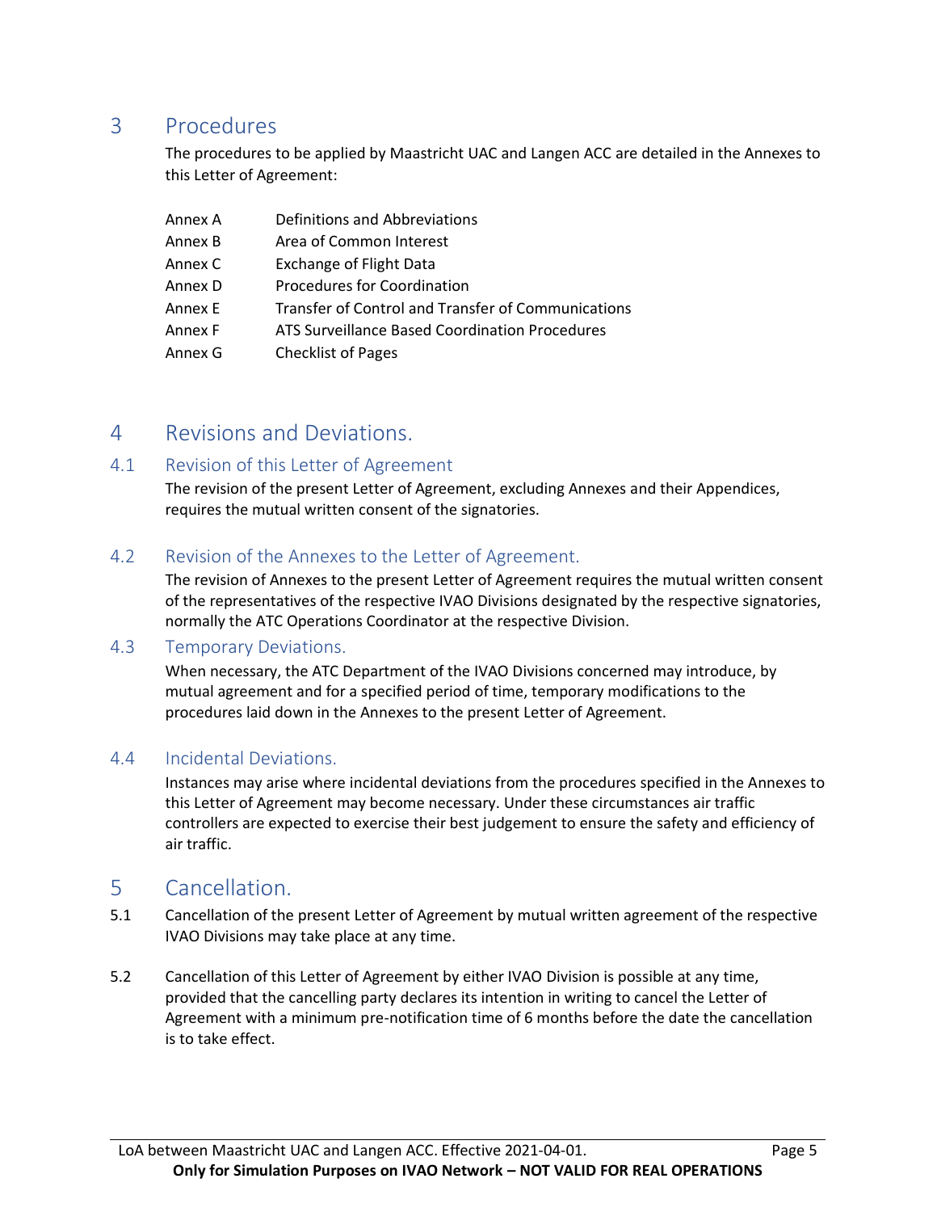# 3 Procedures

The procedures to be applied by Maastricht UAC and Langen ACC are detailed in the Annexes to this Letter of Agreement:

| | |
|---|---|
| Annex A | Definitions and Abbreviations |
| Annex B | Area of Common Interest |
| Annex C | Exchange of Flight Data |
| Annex D | Procedures for Coordination |
| Annex E | Transfer of Control and Transfer of Communications |
| Annex F | ATS Surveillance Based Coordination Procedures |
| Annex G | Checklist of Pages |

# 4 Revisions and Deviations.

## 4.1 Revision of this Letter of Agreement

The revision of the present Letter of Agreement, excluding Annexes and their Appendices, requires the mutual written consent of the signatories.

## 4.2 Revision of the Annexes to the Letter of Agreement.

The revision of Annexes to the present Letter of Agreement requires the mutual written consent of the representatives of the respective IVAO Divisions designated by the respective signatories, normally the ATC Operations Coordinator at the respective Division.

## 4.3 Temporary Deviations.

When necessary, the ATC Department of the IVAO Divisions concerned may introduce, by mutual agreement and for a specified period of time, temporary modifications to the procedures laid down in the Annexes to the present Letter of Agreement.

## 4.4 Incidental Deviations.

Instances may arise where incidental deviations from the procedures specified in the Annexes to this Letter of Agreement may become necessary. Under these circumstances air traffic controllers are expected to exercise their best judgement to ensure the safety and efficiency of air traffic.

# 5 Cancellation.

5.1 Cancellation of the present Letter of Agreement by mutual written agreement of the respective IVAO Divisions may take place at any time.

5.2 Cancellation of this Letter of Agreement by either IVAO Division is possible at any time, provided that the cancelling party declares its intention in writing to cancel the Letter of Agreement with a minimum pre-notification time of 6 months before the date the cancellation is to take effect.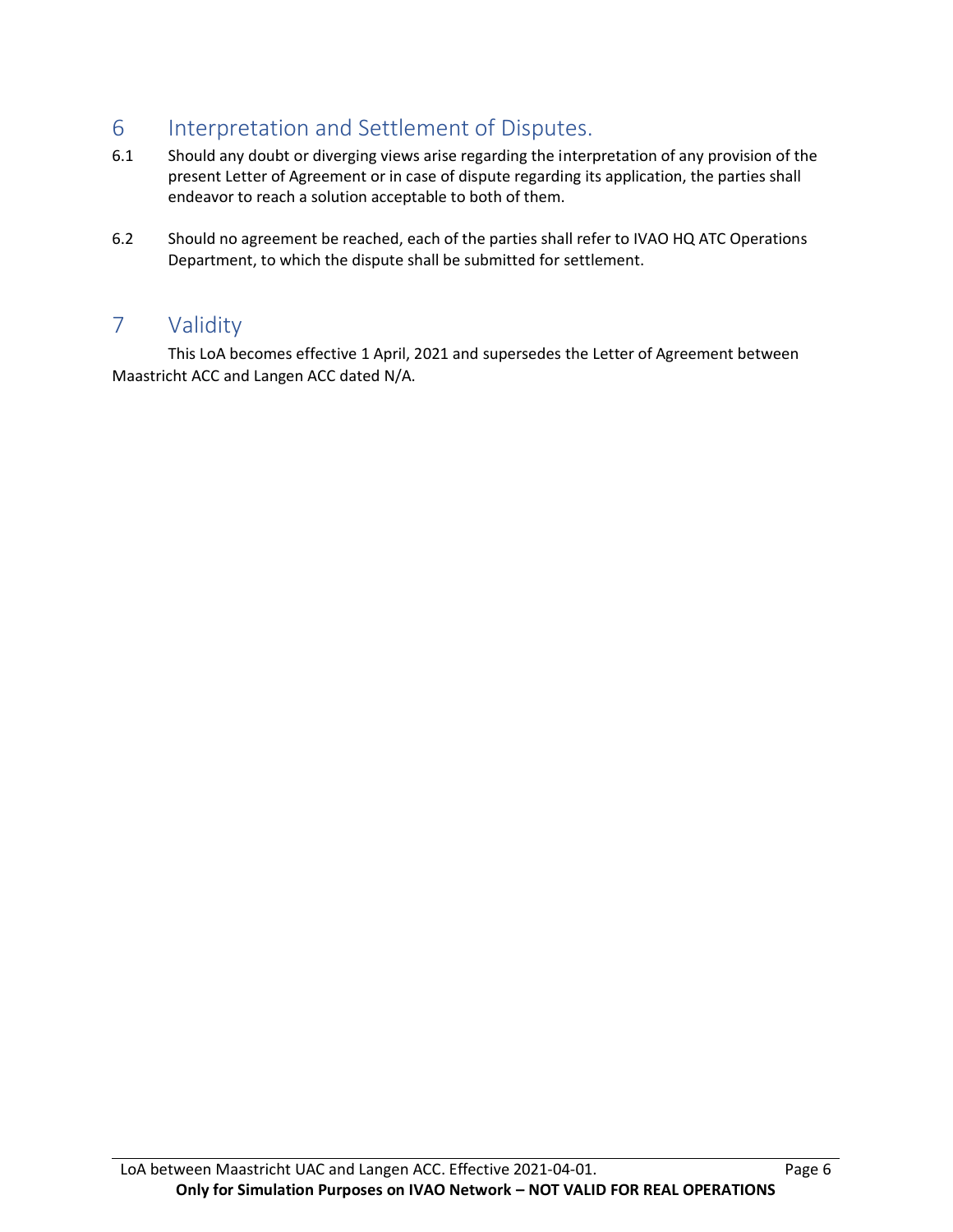# 6 Interpretation and Settlement of Disputes.

6.1 Should any doubt or diverging views arise regarding the interpretation of any provision of the present Letter of Agreement or in case of dispute regarding its application, the parties shall endeavor to reach a solution acceptable to both of them.

6.2 Should no agreement be reached, each of the parties shall refer to IVAO HQ ATC Operations Department, to which the dispute shall be submitted for settlement.

# 7 Validity

This LoA becomes effective 1 April, 2021 and supersedes the Letter of Agreement between Maastricht ACC and Langen ACC dated N/A.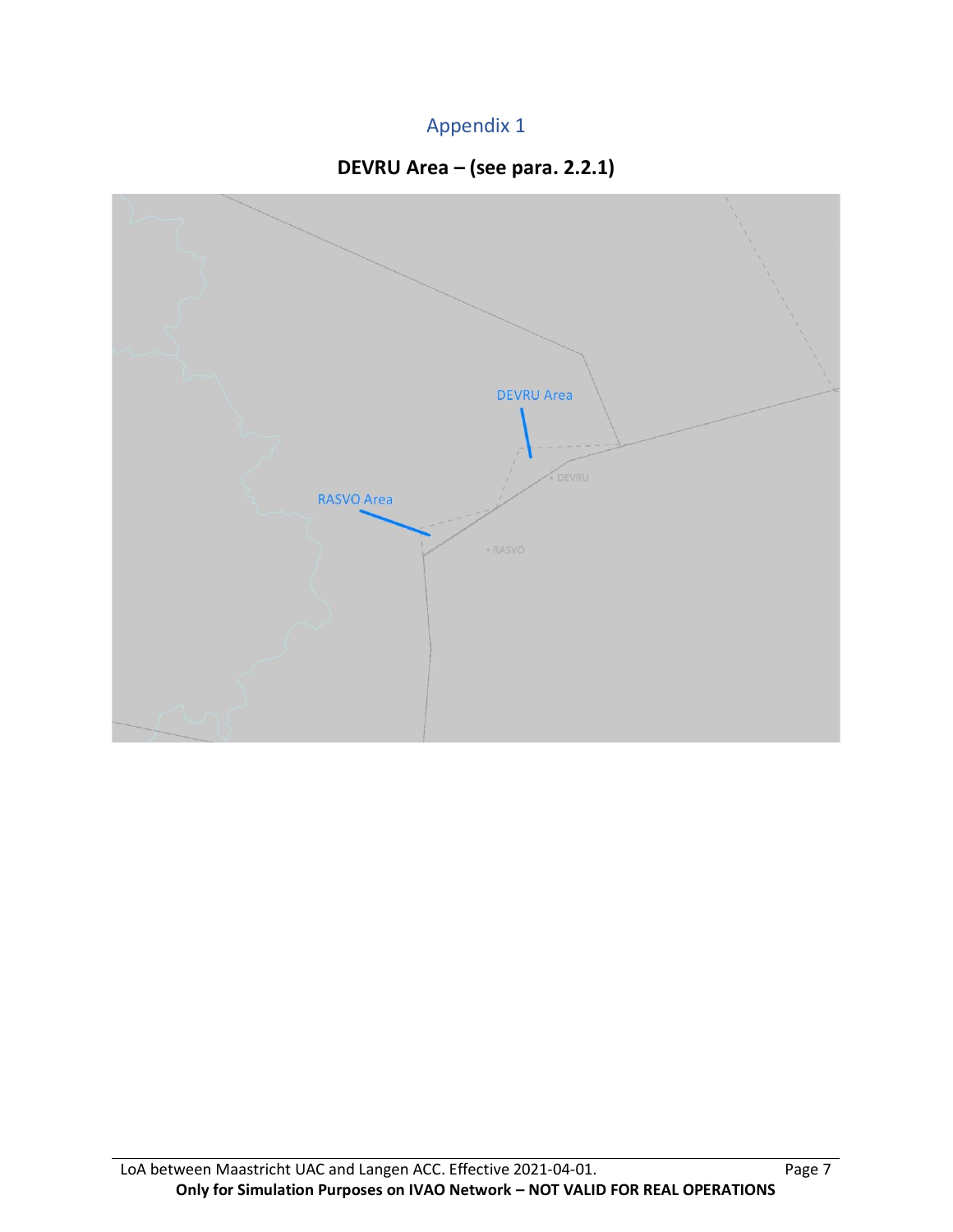# Appendix 1

## DEVRU Area – (see para. 2.2.1)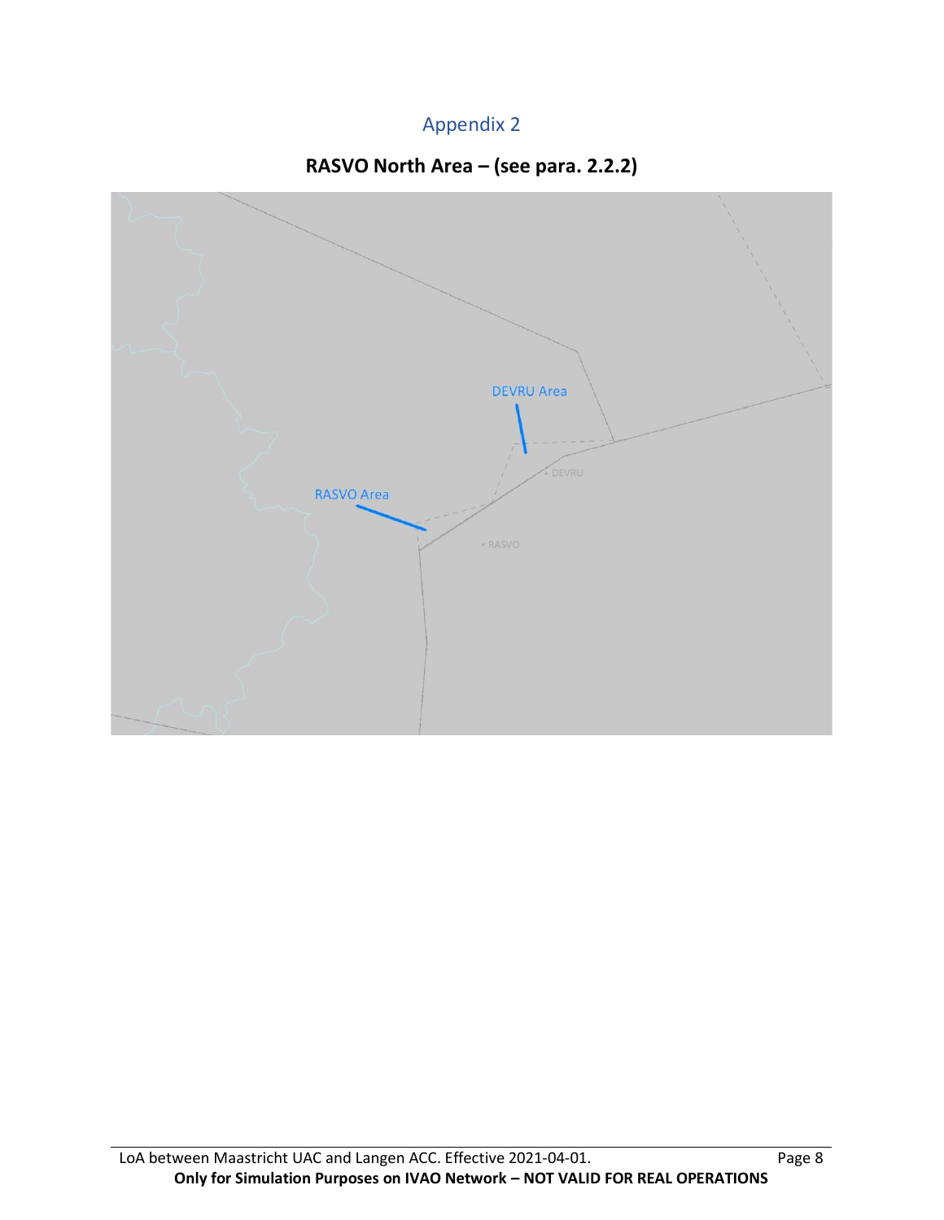# Appendix 2

## RASVO North Area – (see para. 2.2.2)

DEVRU Area

DEVRU

RASVO Area

RASVO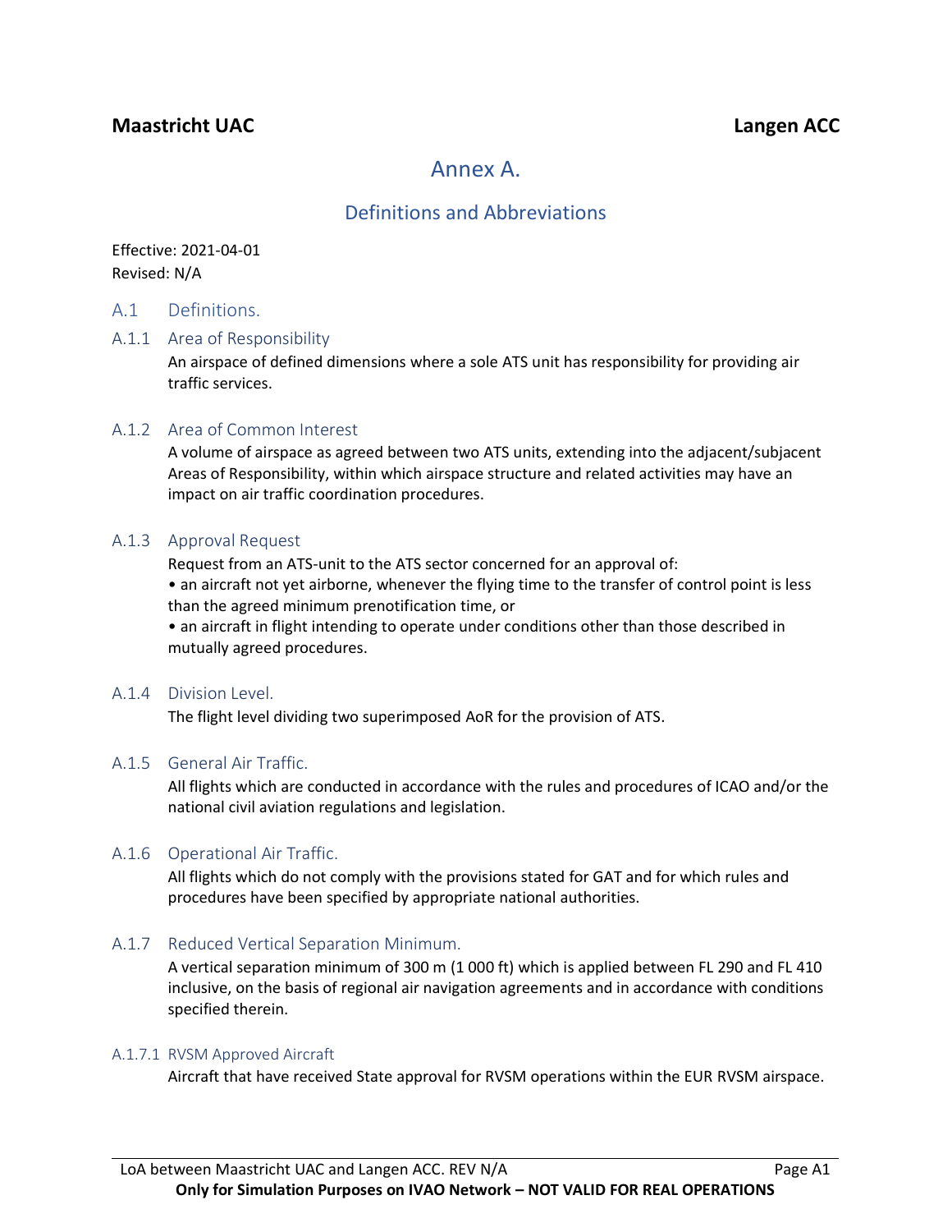# Annex A.

## Definitions and Abbreviations

Effective: 2021-04-01
Revised: N/A

## A.1 Definitions.

### A.1.1 Area of Responsibility

An airspace of defined dimensions where a sole ATS unit has responsibility for providing air traffic services.

### A.1.2 Area of Common Interest

A volume of airspace as agreed between two ATS units, extending into the adjacent/subjacent Areas of Responsibility, within which airspace structure and related activities may have an impact on air traffic coordination procedures.

### A.1.3 Approval Request

Request from an ATS-unit to the ATS sector concerned for an approval of:

- an aircraft not yet airborne, whenever the flying time to the transfer of control point is less than the agreed minimum prenotification time, or
- an aircraft in flight intending to operate under conditions other than those described in mutually agreed procedures.

### A.1.4 Division Level.

The flight level dividing two superimposed AoR for the provision of ATS.

### A.1.5 General Air Traffic.

All flights which are conducted in accordance with the rules and procedures of ICAO and/or the national civil aviation regulations and legislation.

### A.1.6 Operational Air Traffic.

All flights which do not comply with the provisions stated for GAT and for which rules and procedures have been specified by appropriate national authorities.

### A.1.7 Reduced Vertical Separation Minimum.

A vertical separation minimum of 300 m (1 000 ft) which is applied between FL 290 and FL 410 inclusive, on the basis of regional air navigation agreements and in accordance with conditions specified therein.

#### A.1.7.1 RVSM Approved Aircraft

Aircraft that have received State approval for RVSM operations within the EUR RVSM airspace.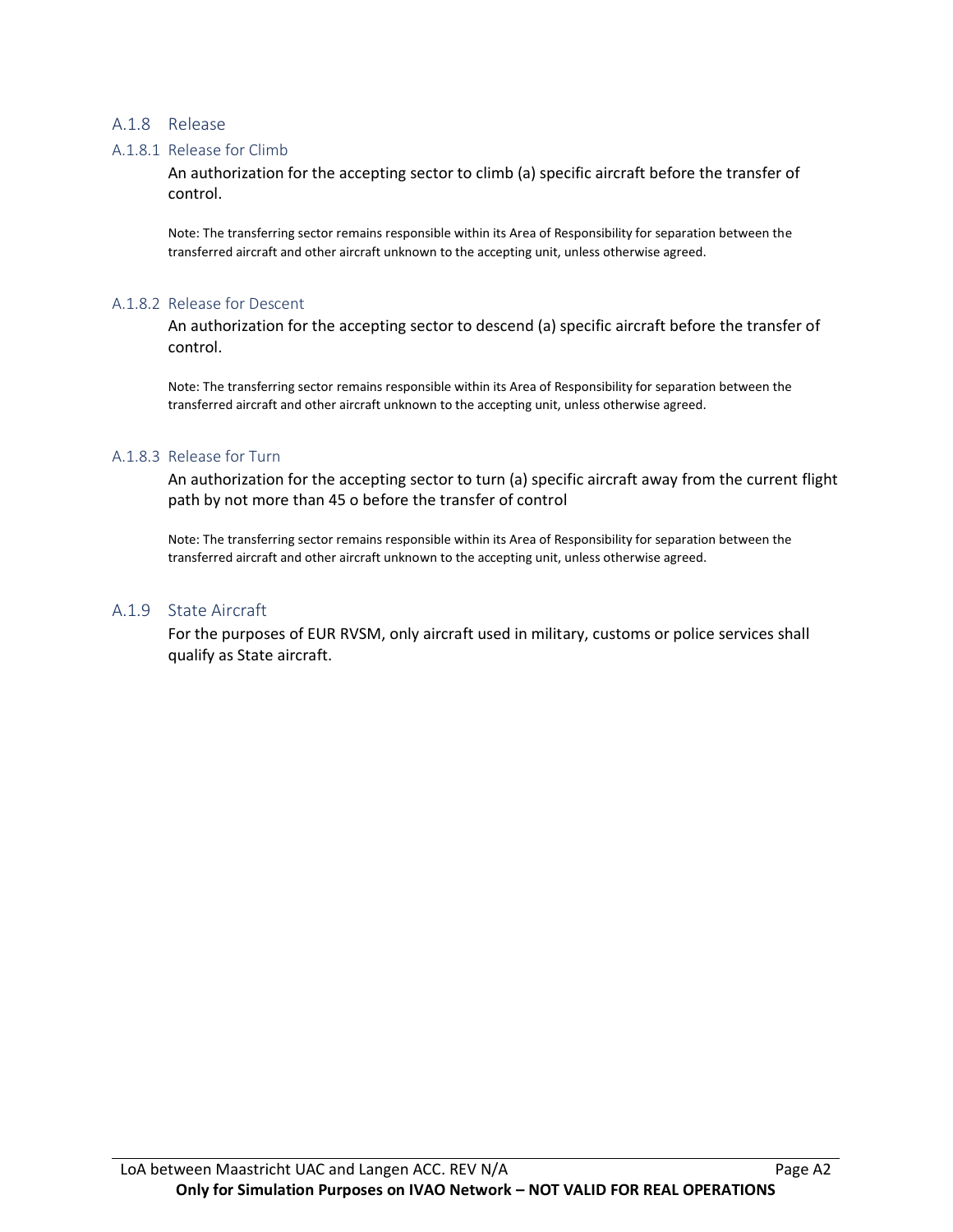## A.1.8 Release

### A.1.8.1 Release for Climb

An authorization for the accepting sector to climb (a) specific aircraft before the transfer of control.

Note: The transferring sector remains responsible within its Area of Responsibility for separation between the transferred aircraft and other aircraft unknown to the accepting unit, unless otherwise agreed.

### A.1.8.2 Release for Descent

An authorization for the accepting sector to descend (a) specific aircraft before the transfer of control.

Note: The transferring sector remains responsible within its Area of Responsibility for separation between the transferred aircraft and other aircraft unknown to the accepting unit, unless otherwise agreed.

### A.1.8.3 Release for Turn

An authorization for the accepting sector to turn (a) specific aircraft away from the current flight path by not more than 45 o before the transfer of control

Note: The transferring sector remains responsible within its Area of Responsibility for separation between the transferred aircraft and other aircraft unknown to the accepting unit, unless otherwise agreed.

## A.1.9 State Aircraft

For the purposes of EUR RVSM, only aircraft used in military, customs or police services shall qualify as State aircraft.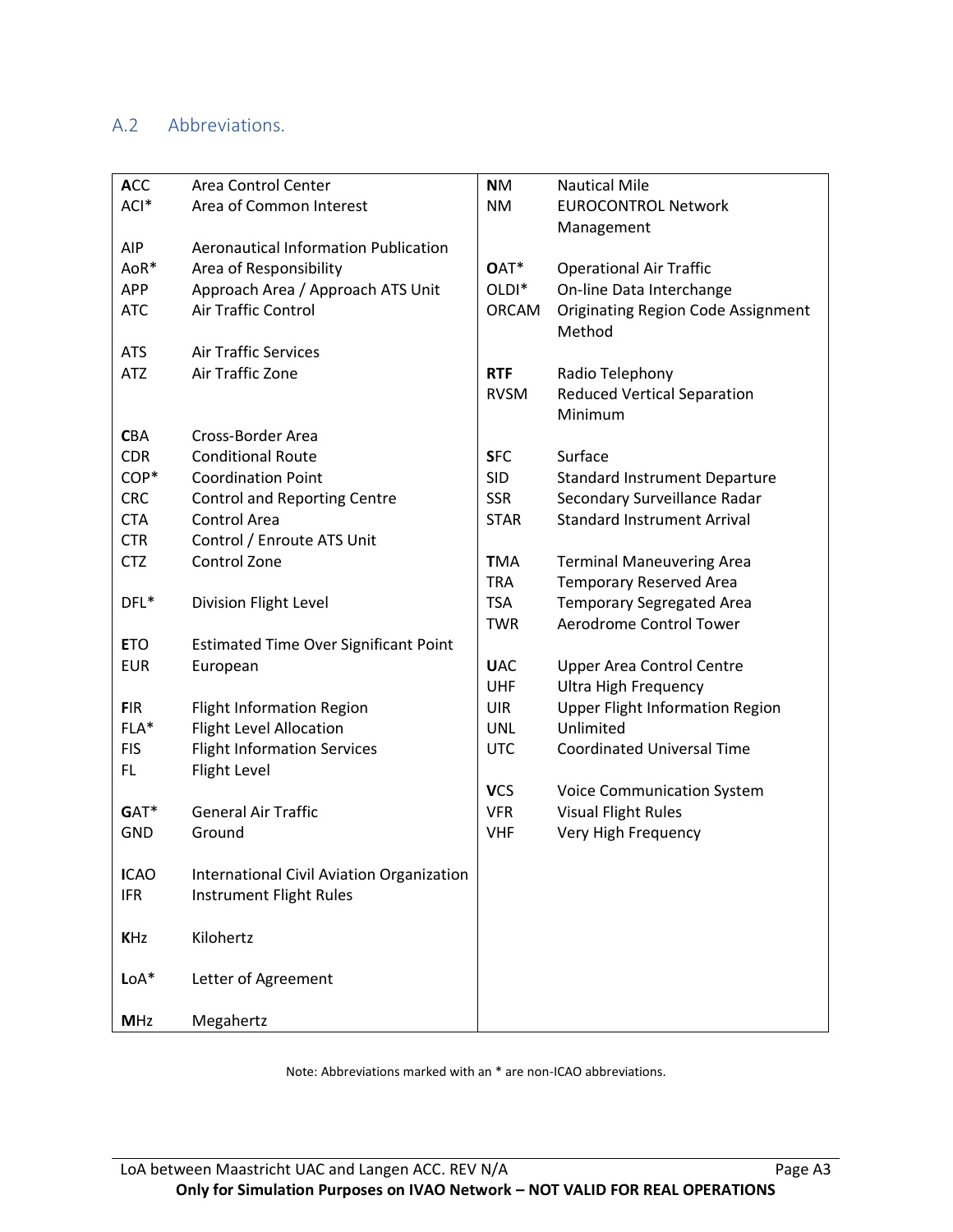## A.2 Abbreviations.

| Abbreviation | Meaning |
|---|---|
| **A**CC | Area Control Center |
| ACI* | Area of Common Interest |
| AIP | Aeronautical Information Publication |
| AoR* | Area of Responsibility |
| APP | Approach Area / Approach ATS Unit |
| ATC | Air Traffic Control |
| ATS | Air Traffic Services |
| ATZ | Air Traffic Zone |
| **C**BA | Cross-Border Area |
| CDR | Conditional Route |
| COP* | Coordination Point |
| CRC | Control and Reporting Centre |
| CTA | Control Area |
| CTR | Control / Enroute ATS Unit |
| CTZ | Control Zone |
| DFL* | Division Flight Level |
| **E**TO | Estimated Time Over Significant Point |
| EUR | European |
| **F**IR | Flight Information Region |
| FLA* | Flight Level Allocation |
| FIS | Flight Information Services |
| FL | Flight Level |
| **G**AT* | General Air Traffic |
| GND | Ground |
| **I**CAO | International Civil Aviation Organization |
| IFR | Instrument Flight Rules |
| **K**Hz | Kilohertz |
| **L**oA* | Letter of Agreement |
| **M**Hz | Megahertz |
| **N**M | Nautical Mile |
| NM | EUROCONTROL Network Management |
| **O**AT* | Operational Air Traffic |
| OLDI* | On-line Data Interchange |
| ORCAM | Originating Region Code Assignment Method |
| **RTF** | Radio Telephony |
| RVSM | Reduced Vertical Separation Minimum |
| **S**FC | Surface |
| SID | Standard Instrument Departure |
| SSR | Secondary Surveillance Radar |
| STAR | Standard Instrument Arrival |
| **T**MA | Terminal Maneuvering Area |
| TRA | Temporary Reserved Area |
| TSA | Temporary Segregated Area |
| TWR | Aerodrome Control Tower |
| **U**AC | Upper Area Control Centre |
| UHF | Ultra High Frequency |
| UIR | Upper Flight Information Region |
| UNL | Unlimited |
| UTC | Coordinated Universal Time |
| **V**CS | Voice Communication System |
| VFR | Visual Flight Rules |
| VHF | Very High Frequency |

Note: Abbreviations marked with an * are non-ICAO abbreviations.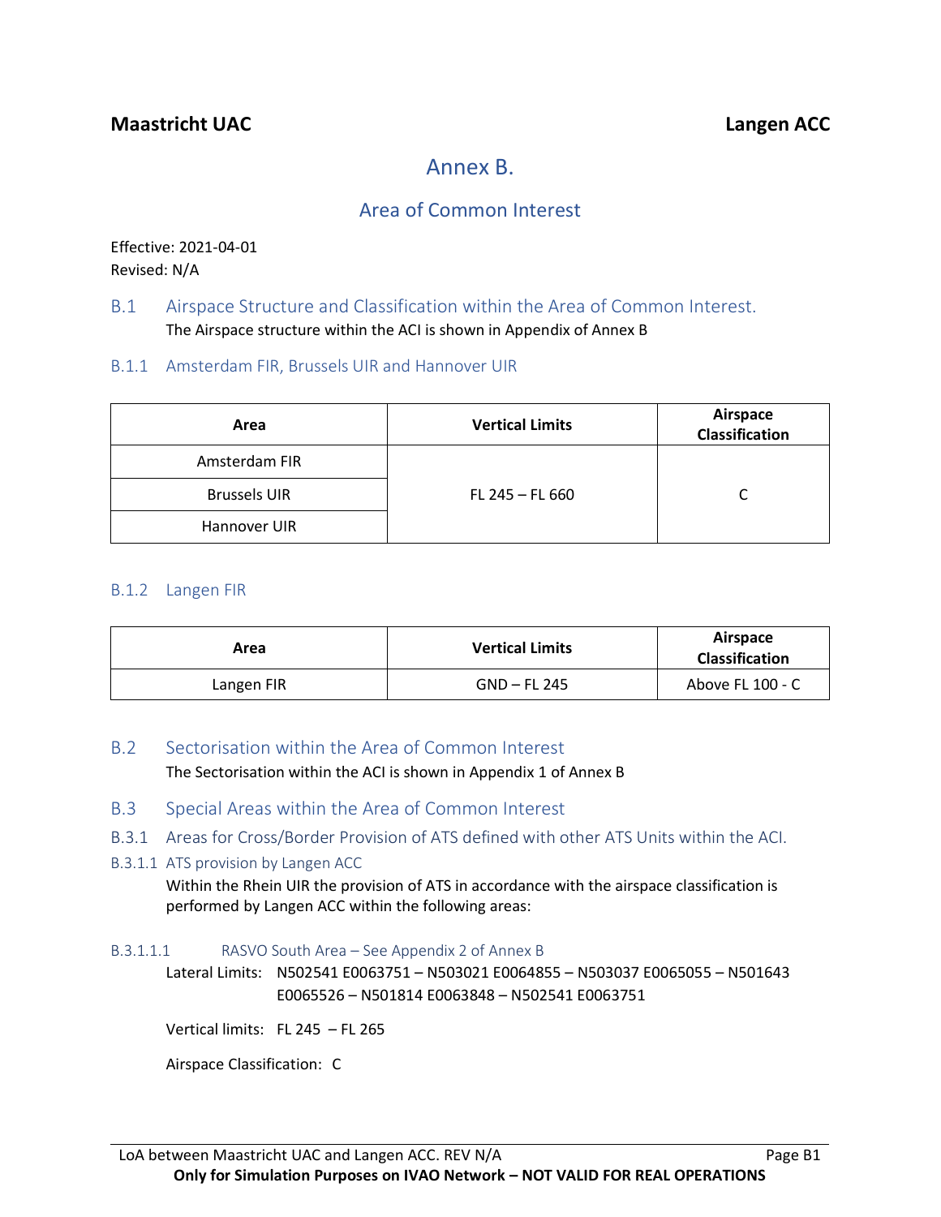# Annex B.

## Area of Common Interest

Effective: 2021-04-01
Revised: N/A

## B.1 Airspace Structure and Classification within the Area of Common Interest.

The Airspace structure within the ACI is shown in Appendix of Annex B

### B.1.1 Amsterdam FIR, Brussels UIR and Hannover UIR

| Area | Vertical Limits | Airspace Classification |
|---|---|---|
| Amsterdam FIR | FL 245 – FL 660 | C |
| Brussels UIR | | |
| Hannover UIR | | |

### B.1.2 Langen FIR

| Area | Vertical Limits | Airspace Classification |
|---|---|---|
| Langen FIR | GND – FL 245 | Above FL 100 - C |

## B.2 Sectorisation within the Area of Common Interest

The Sectorisation within the ACI is shown in Appendix 1 of Annex B

## B.3 Special Areas within the Area of Common Interest

### B.3.1 Areas for Cross/Border of ATS defined with other ATS Units within the ACI.

#### B.3.1.1 ATS provision by Langen ACC

Within the Rhein UIR the provision of ATS in accordance with the airspace classification is performed by Langen ACC within the following areas:

##### B.3.1.1.1 RASVO South Area – See Appendix 2 of Annex B

Lateral Limits: N502541 E0063751 – N503021 E0064855 – N503037 E0065055 – N501643 E0065526 – N501814 E0063848 – N502541 E0063751

Vertical limits: FL 245 – FL 265

Airspace Classification: C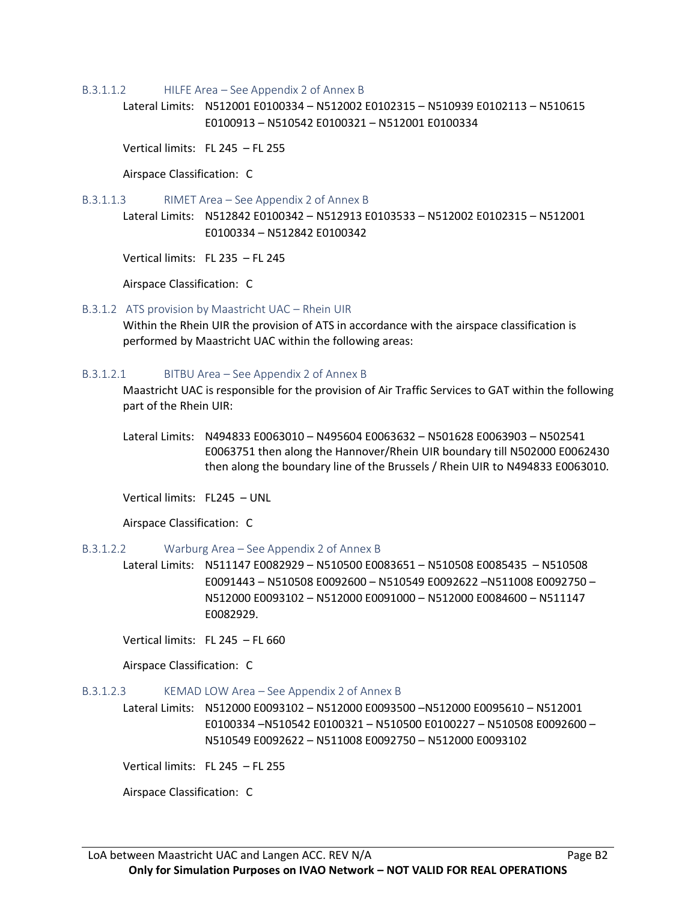#### B.3.1.1.2 HILFE Area – See Appendix 2 of Annex B

Lateral Limits: N512001 E0100334 – N512002 E0102315 – N510939 E0102113 – N510615 E0100913 – N510542 E0100321 – N512001 E0100334

Vertical limits: FL 245 – FL 255

Airspace Classification: C

#### B.3.1.1.3 RIMET Area – See Appendix 2 of Annex B

Lateral Limits: N512842 E0100342 – N512913 E0103533 – N512002 E0102315 – N512001 E0100334 – N512842 E0100342

Vertical limits: FL 235 – FL 245

Airspace Classification: C

### B.3.1.2 ATS provision by Maastricht UAC – Rhein UIR

Within the Rhein UIR the provision of ATS in accordance with the airspace classification is performed by Maastricht UAC within the following areas:

#### B.3.1.2.1 BITBU Area – See Appendix 2 of Annex B

Maastricht UAC is responsible for the provision of Air Traffic Services to GAT within the following part of the Rhein UIR:

Lateral Limits: N494833 E0063010 – N495604 E0063632 – N501628 E0063903 – N502541 E0063751 then along the Hannover/Rhein UIR boundary till N502000 E0062430 then along the boundary line of the Brussels / Rhein UIR to N494833 E0063010.

Vertical limits: FL245 – UNL

Airspace Classification: C

#### B.3.1.2.2 Warburg Area – See Appendix 2 of Annex B

Lateral Limits: N511147 E0082929 – N510500 E0083651 – N510508 E0085435 – N510508 E0091443 – N510508 E0092600 – N510549 E0092622 –N511008 E0092750 – N512000 E0093102 – N512000 E0091000 – N512000 E0084600 – N511147 E0082929.

Vertical limits: FL 245 – FL 660

Airspace Classification: C

#### B.3.1.2.3 KEMAD LOW Area – See Appendix 2 of Annex B

Lateral Limits: N512000 E0093102 – N512000 E0093500 –N512000 E0095610 – N512001 E0100334 –N510542 E0100321 – N510500 E0100227 – N510508 E0092600 – N510549 E0092622 – N511008 E0092750 – N512000 E0093102

Vertical limits: FL 245 – FL 255

Airspace Classification: C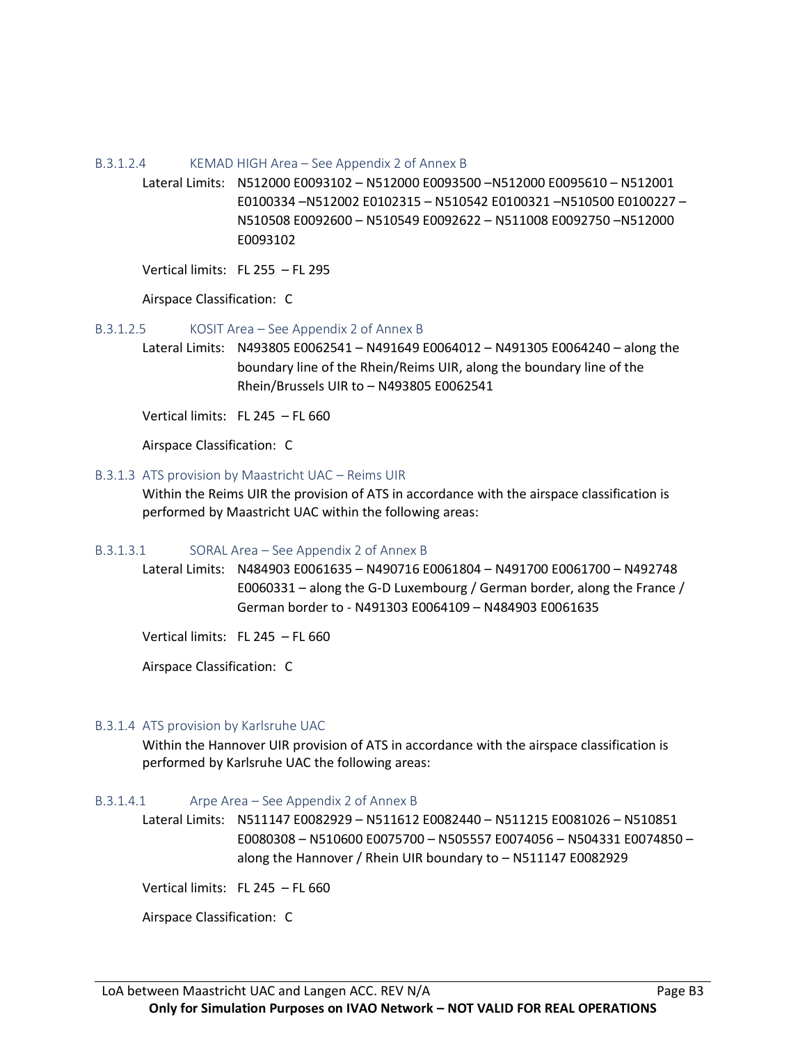#### B.3.1.2.4 KEMAD HIGH Area – See Appendix 2 of Annex B

Lateral Limits: N512000 E0093102 – N512000 E0093500 –N512000 E0095610 – N512001 E0100334 –N512002 E0102315 – N510542 E0100321 –N510500 E0100227 – N510508 E0092600 – N510549 E0092622 – N511008 E0092750 –N512000 E0093102

Vertical limits: FL 255 – FL 295

Airspace Classification: C

#### B.3.1.2.5 KOSIT Area – See Appendix 2 of Annex B

Lateral Limits: N493805 E0062541 – N491649 E0064012 – N491305 E0064240 – along the boundary line of the Rhein/Reims UIR, along the boundary line of the Rhein/Brussels UIR to – N493805 E0062541

Vertical limits: FL 245 – FL 660

Airspace Classification: C

### B.3.1.3 ATS provision by Maastricht UAC – Reims UIR

Within the Reims UIR the provision of ATS in accordance with the airspace classification is performed by Maastricht UAC within the following areas:

#### B.3.1.3.1 SORAL Area – See Appendix 2 of Annex B

Lateral Limits: N484903 E0061635 – N490716 E0061804 – N491700 E0061700 – N492748 E0060331 – along the G-D Luxembourg / German border, along the France / German border to - N491303 E0064109 – N484903 E0061635

Vertical limits: FL 245 – FL 660

Airspace Classification: C

### B.3.1.4 ATS provision by Karlsruhe UAC

Within the Hannover UIR provision of ATS in accordance with the airspace classification is performed by Karlsruhe UAC the following areas:

#### B.3.1.4.1 Arpe Area – See Appendix 2 of Annex B

Lateral Limits: N511147 E0082929 – N511612 E0082440 – N511215 E0081026 – N510851 E0080308 – N510600 E0075700 – N505557 E0074056 – N504331 E0074850 – along the Hannover / Rhein UIR boundary to – N511147 E0082929

Vertical limits: FL 245 – FL 660

Airspace Classification: C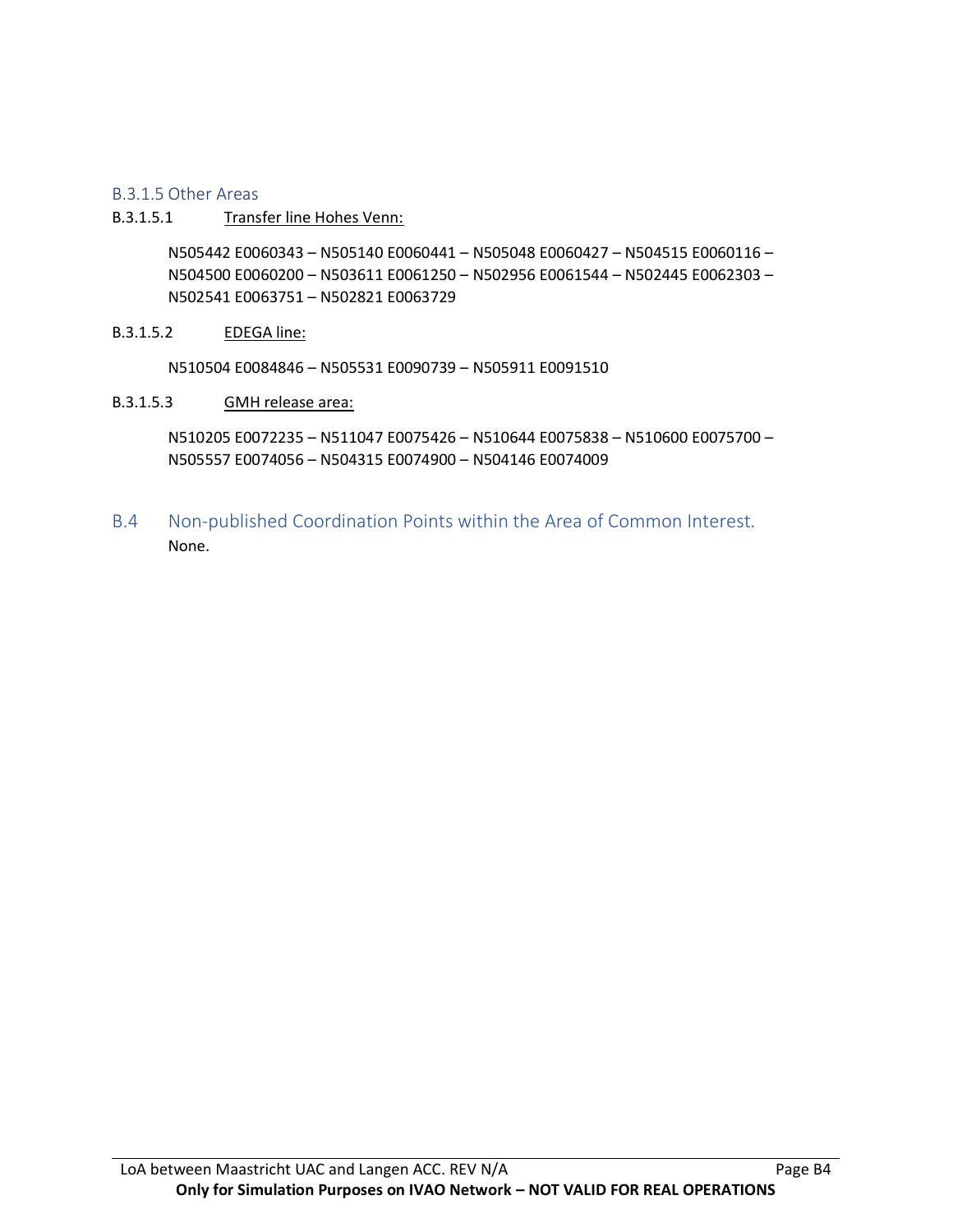#### B.3.1.5 Other Areas

B.3.1.5.1 <u>Transfer line Hohes Venn:</u>

N505442 E0060343 – N505140 E0060441 – N505048 E0060427 – N504515 E0060116 – N504500 E0060200 – N503611 E0061250 – N502956 E0061544 – N502445 E0062303 – N502541 E0063751 – N502821 E0063729

B.3.1.5.2 <u>EDEGA line:</u>

N510504 E0084846 – N505531 E0090739 – N505911 E0091510

B.3.1.5.3 <u>GMH release area:</u>

N510205 E0072235 – N511047 E0075426 – N510644 E0075838 – N510600 E0075700 – N505557 E0074056 – N504315 E0074900 – N504146 E0074009

## B.4 Non-published Coordination Points within the Area of Common Interest.

None.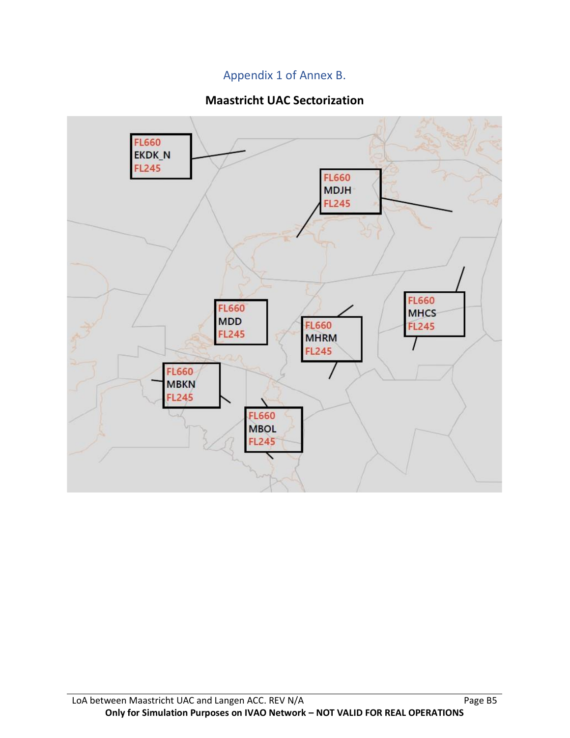## Appendix 1 of Annex B.

**Maastricht UAC Sectorization**

FL660
EKDK_N
FL245

FL660
MDJH
FL245

FL660
MHCS
FL245

FL660
MDD
FL245

FL660
MHRM
FL245

FL660
MBKN
FL245

FL660
MBOL
FL245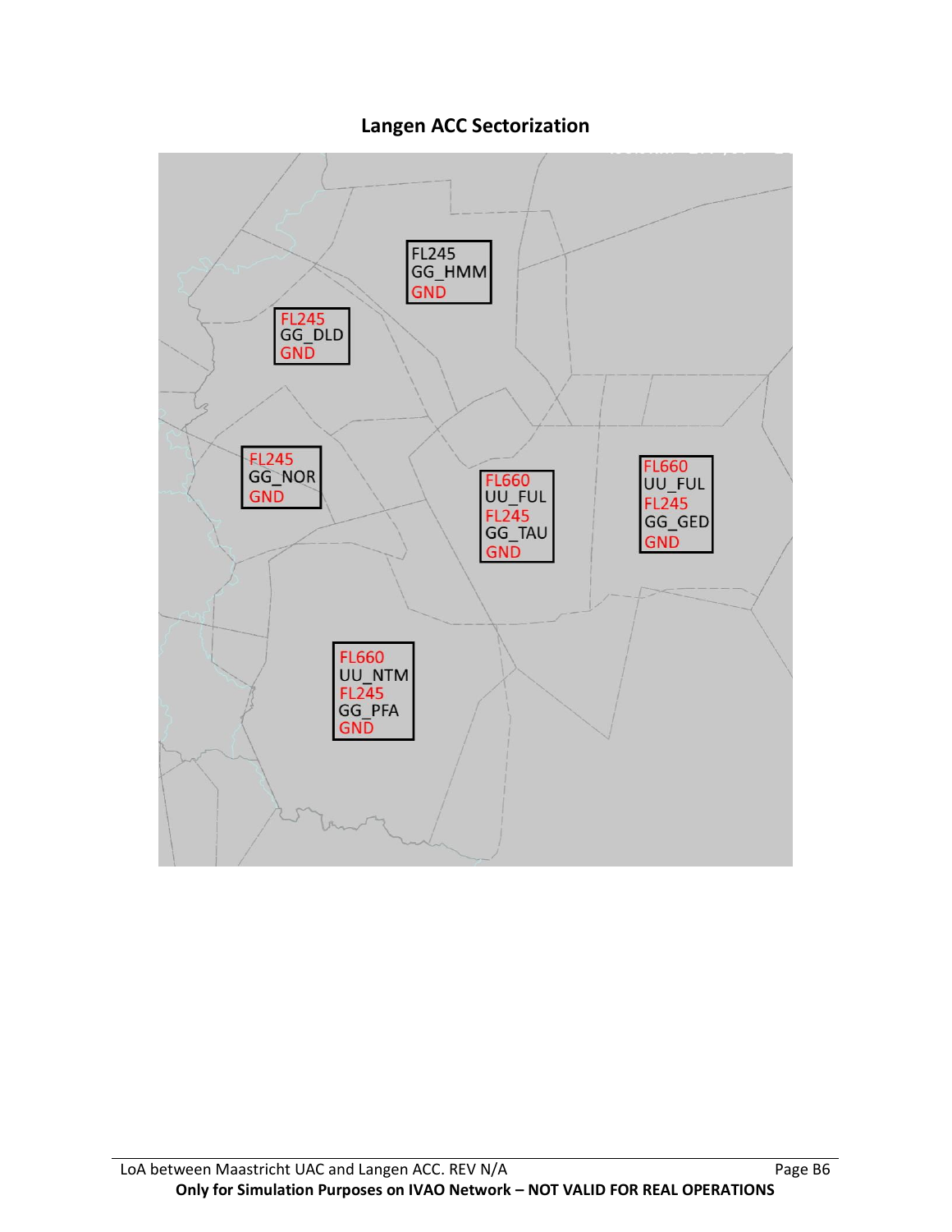## Langen ACC Sectorization

FL245
GG_HMM
GND

FL245
GG_DLD
GND

FL245
GG_NOR
GND

FL660
UU_FUL
FL245
GG_TAU
GND

FL660
UU_FUL
FL245
GG_GED
GND

FL660
UU_NTM
FL245
GG_PFA
GND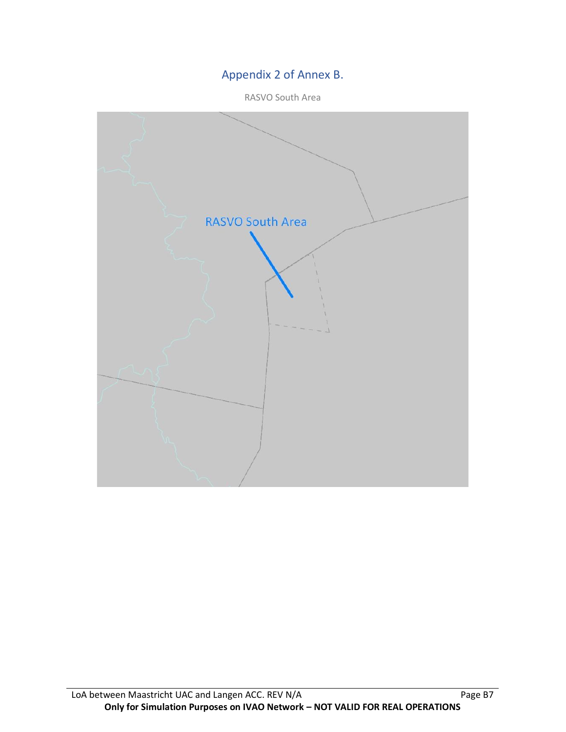## Appendix 2 of Annex B.

RASVO South Area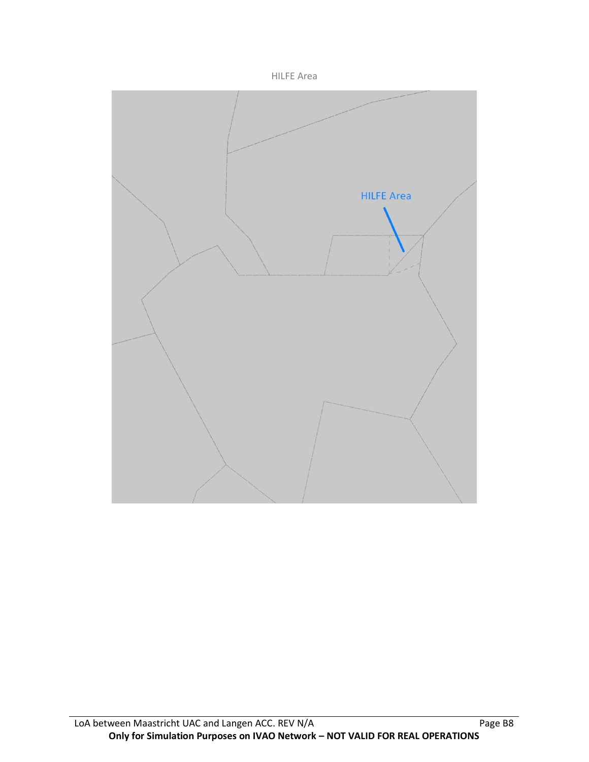HILFE Area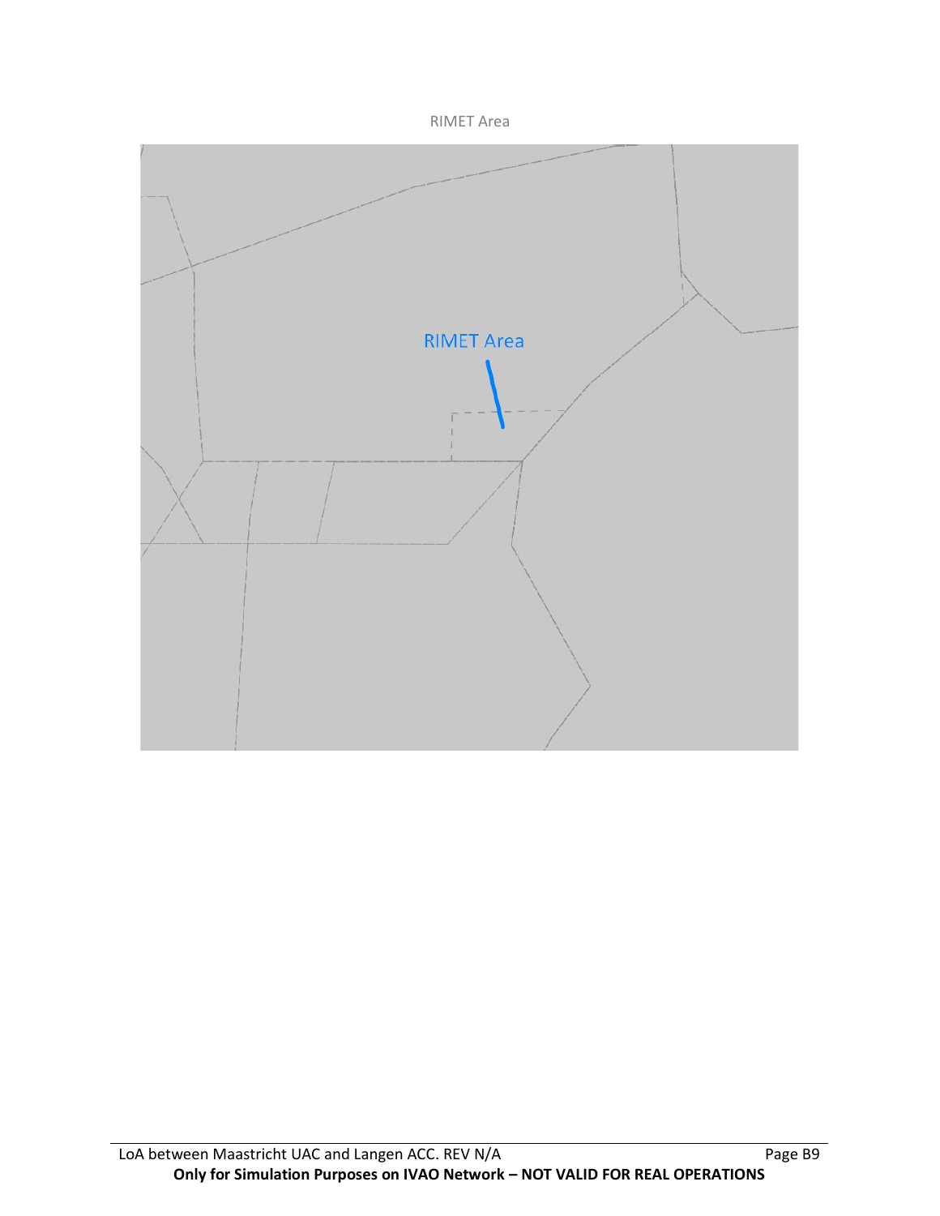RIMET Area

RIMET Area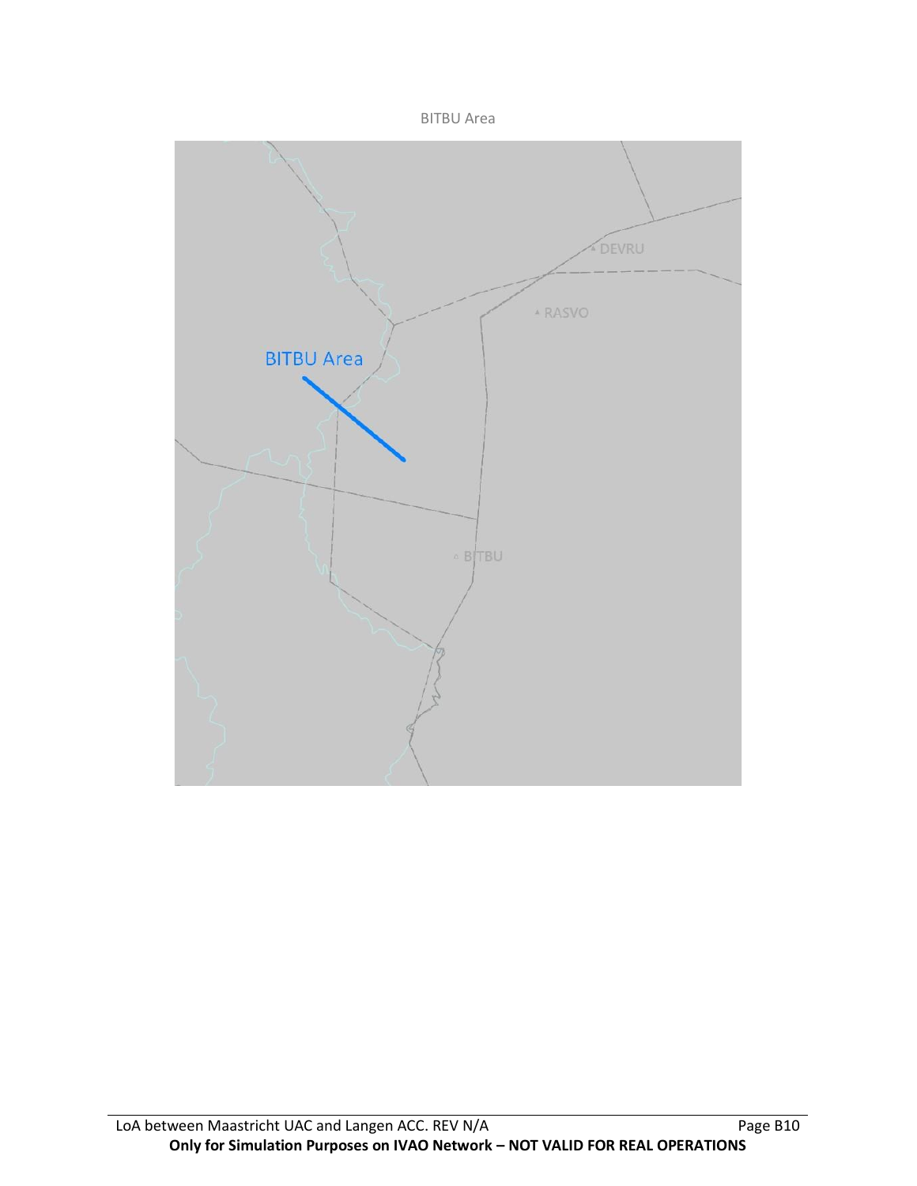BITBU Area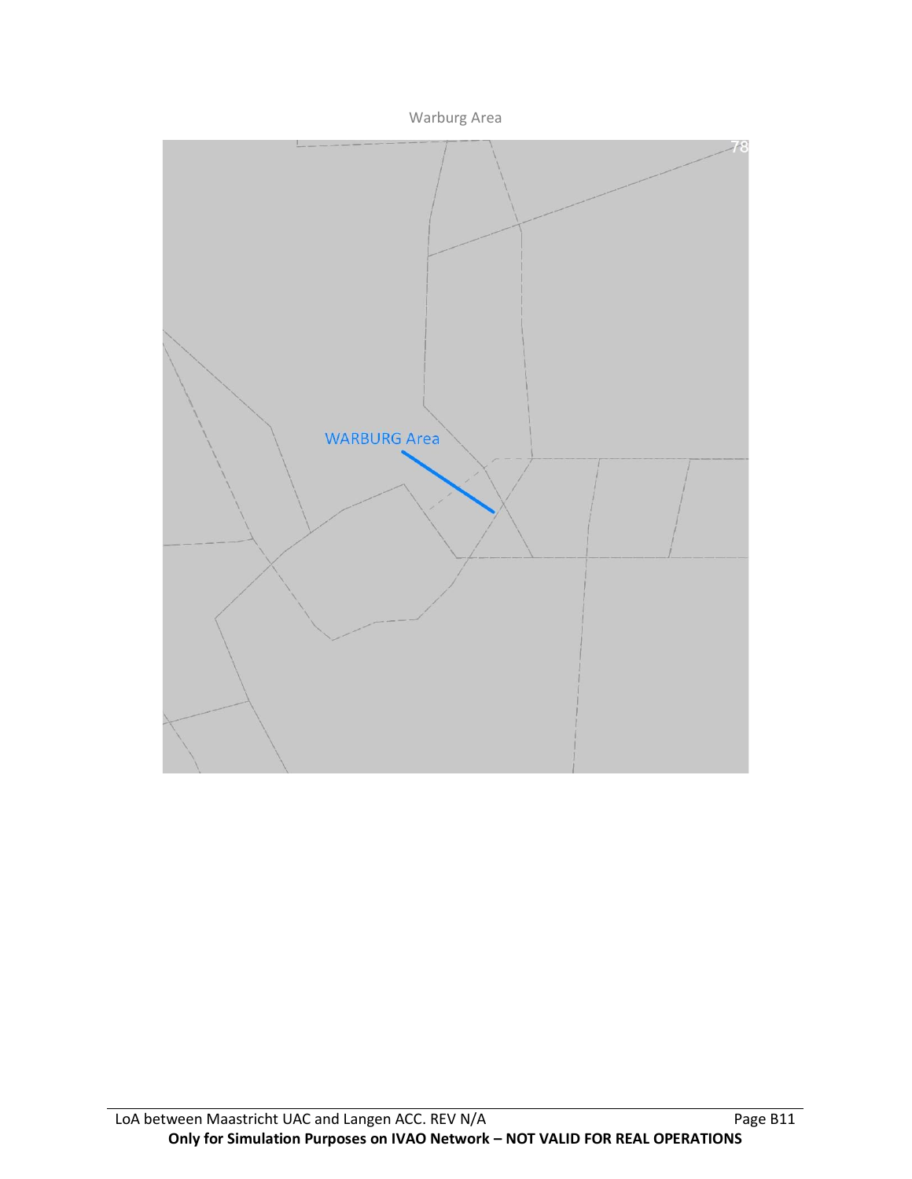Warburg Area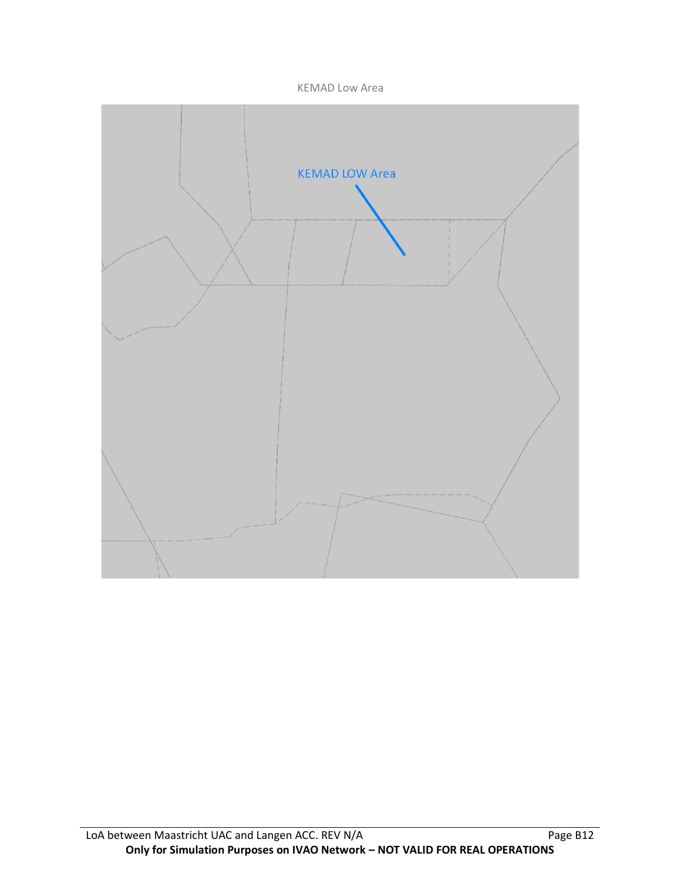KEMAD Low Area

KEMAD LOW Area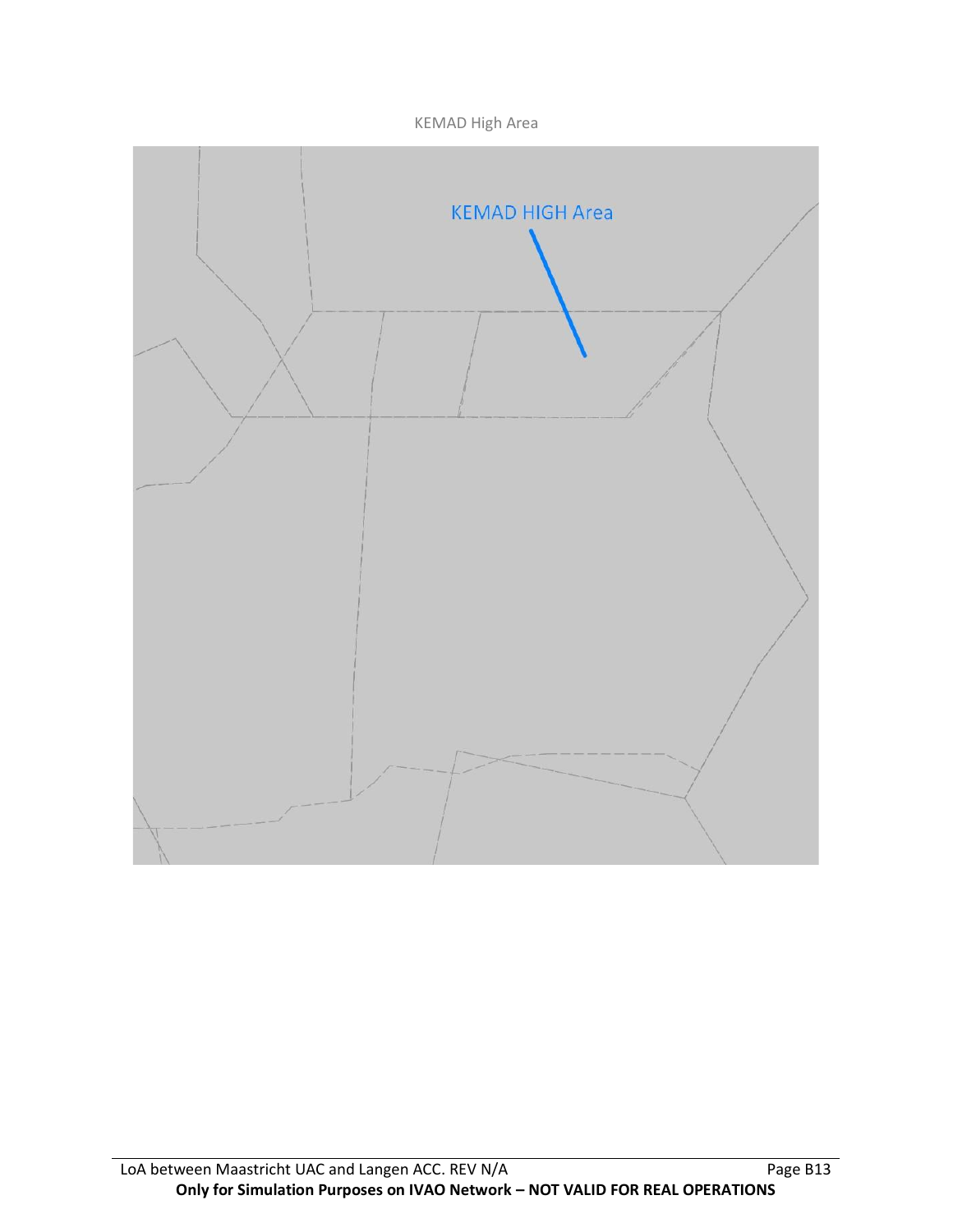KEMAD High Area

KEMAD HIGH Area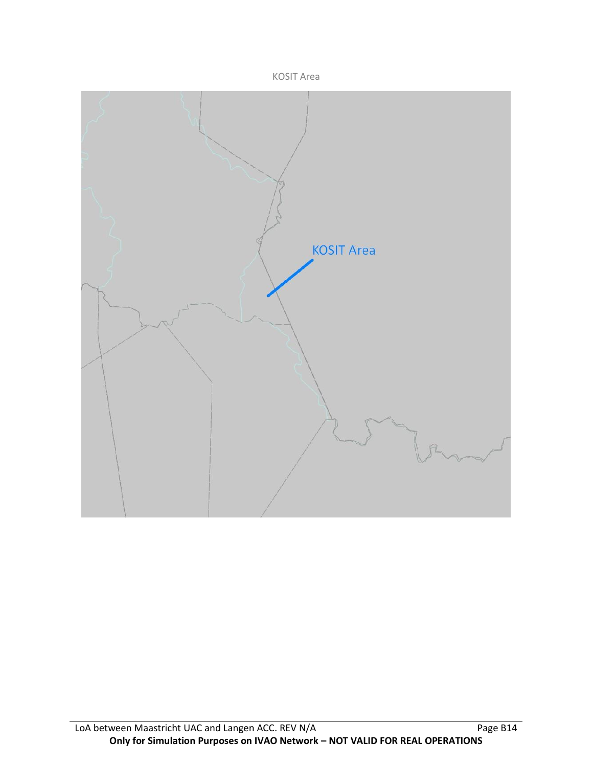KOSIT Area

KOSIT Area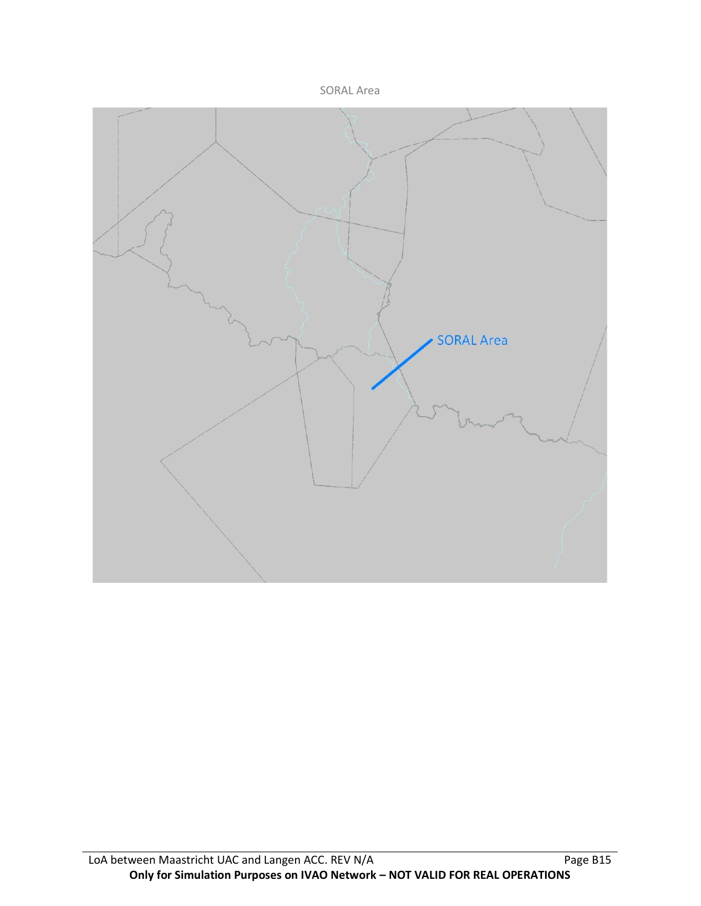SORAL Area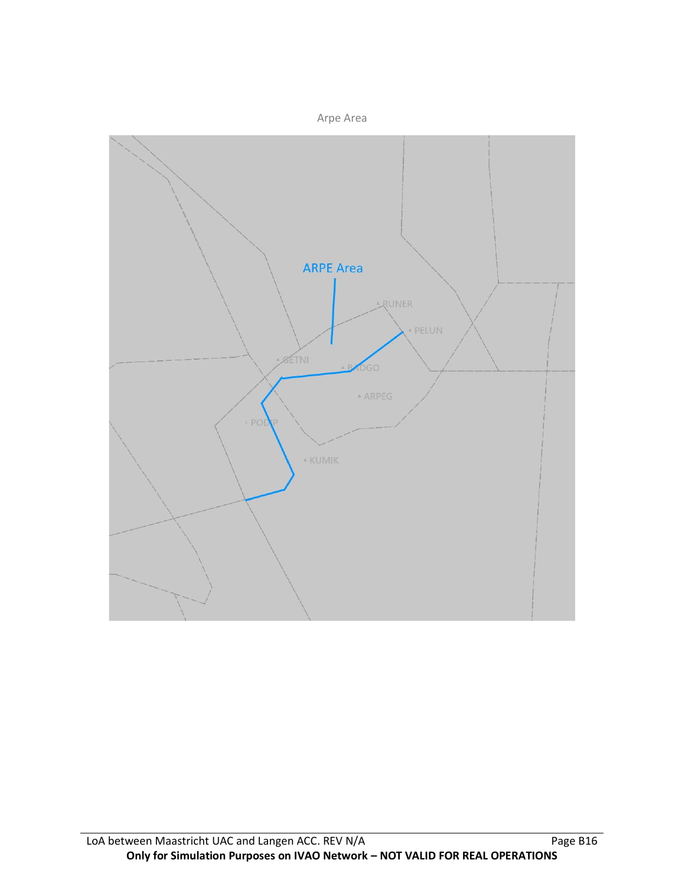Arpe Area

ARPE Area

RUNER

PELUN

GETNI

RADGO

ARPEG

PODIP

KUMIK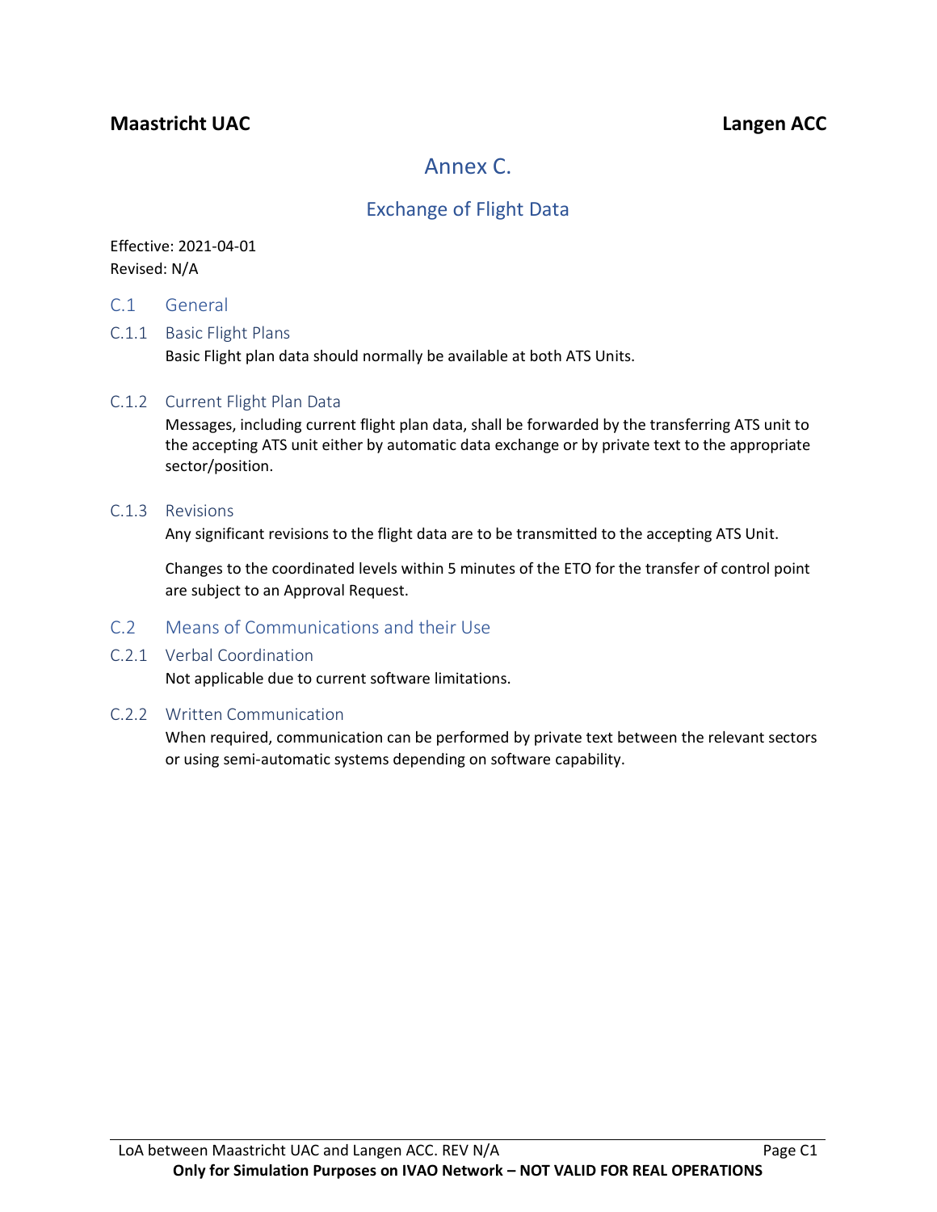# Annex C.

## Exchange of Flight Data

Effective: 2021-04-01
Revised: N/A

### C.1 General

#### C.1.1 Basic Flight Plans

Basic Flight plan data should normally be available at both ATS Units.

#### C.1.2 Current Flight Plan Data

Messages, including current flight plan data, shall be forwarded by the transferring ATS unit to the accepting ATS unit either by automatic data exchange or by private text to the appropriate sector/position.

#### C.1.3 Revisions

Any significant revisions to the flight data are to be transmitted to the accepting ATS Unit.

Changes to the coordinated levels within 5 minutes of the ETO for the transfer of control point are subject to an Approval Request.

### C.2 Means of Communications and their Use

#### C.2.1 Verbal Coordination

Not applicable due to current software limitations.

#### C.2.2 Written Communication

When required, communication can be performed by private text between the relevant sectors or using semi-automatic systems depending on software capability.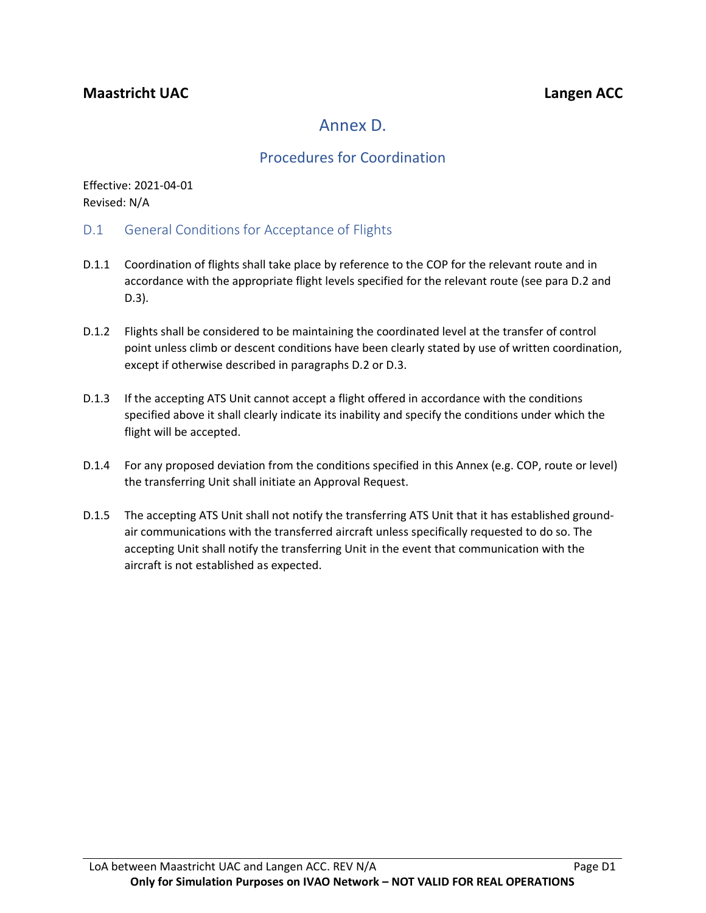# Annex D.

## Procedures for Coordination

Effective: 2021-04-01
Revised: N/A

### D.1 General Conditions for Acceptance of Flights

D.1.1 Coordination of flights shall take place by reference to the COP for the relevant route and in accordance with the appropriate flight levels specified for the relevant route (see para D.2 and D.3).

D.1.2 Flights shall be considered to be maintaining the coordinated level at the transfer of control point unless climb or descent conditions have been clearly stated by use of written coordination, except if otherwise described in paragraphs D.2 or D.3.

D.1.3 If the accepting ATS Unit cannot accept a flight offered in accordance with the conditions specified above it shall clearly indicate its inability and specify the conditions under which the flight will be accepted.

D.1.4 For any proposed deviation from the conditions specified in this Annex (e.g. COP, route or level) the transferring Unit shall initiate an Approval Request.

D.1.5 The accepting ATS Unit shall not notify the transferring ATS Unit that it has established ground-air communications with the transferred aircraft unless specifically requested to do so. The accepting Unit shall notify the transferring Unit in the event that communication with the aircraft is not established as expected.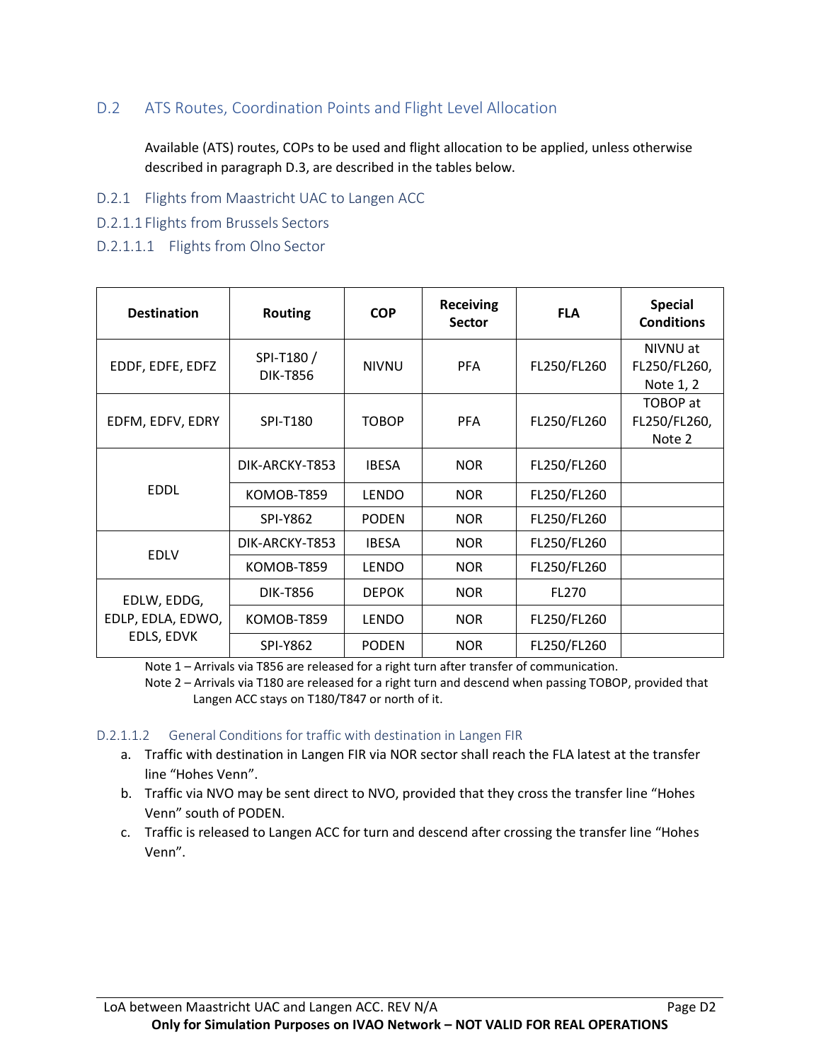## D.2 ATS Routes, Coordination Points and Flight Level Allocation

Available (ATS) routes, COPs to be used and flight allocation to be applied, unless otherwise described in paragraph D.3, are described in the tables below.

### D.2.1 Flights from Maastricht UAC to Langen ACC

#### D.2.1.1 Flights from Brussels Sectors

##### D.2.1.1.1 Flights from Olno Sector

| Destination | Routing | COP | Receiving Sector | FLA | Special Conditions |
|---|---|---|---|---|---|
| EDDF, EDFE, EDFZ | SPI-T180 / DIK-T856 | NIVNU | PFA | FL250/FL260 | NIVNU at FL250/FL260, Note 1, 2 |
| EDFM, EDFV, EDRY | SPI-T180 | TOBOP | PFA | FL250/FL260 | TOBOP at FL250/FL260, Note 2 |
| EDDL | DIK-ARCKY-T853 | IBESA | NOR | FL250/FL260 | |
| | KOMOB-T859 | LENDO | NOR | FL250/FL260 | |
| | SPI-Y862 | PODEN | NOR | FL250/FL260 | |
| EDLV | DIK-ARCKY-T853 | IBESA | NOR | FL250/FL260 | |
| | KOMOB-T859 | LENDO | NOR | FL250/FL260 | |
| EDLW, EDDG, EDLP, EDLA, EDWO, EDLS, EDVK | DIK-T856 | DEPOK | NOR | FL270 | |
| | KOMOB-T859 | LENDO | NOR | FL250/FL260 | |
| | SPI-Y862 | PODEN | NOR | FL250/FL260 | |

Note 1 – Arrivals via T856 are released for a right turn after transfer of communication.

Note 2 – Arrivals via T180 are released for a right turn and descend when passing TOBOP, provided that Langen ACC stays on T180/T847 or north of it.

##### D.2.1.1.2 General Conditions for traffic with destination in Langen FIR

a. Traffic with destination in Langen FIR via NOR sector shall reach the FLA latest at the transfer line "Hohes Venn".

b. Traffic via NVO may be sent direct to NVO, provided that they cross the transfer line "Hohes Venn" south of PODEN.

c. Traffic is released to Langen ACC for turn and descend after crossing the transfer line "Hohes Venn".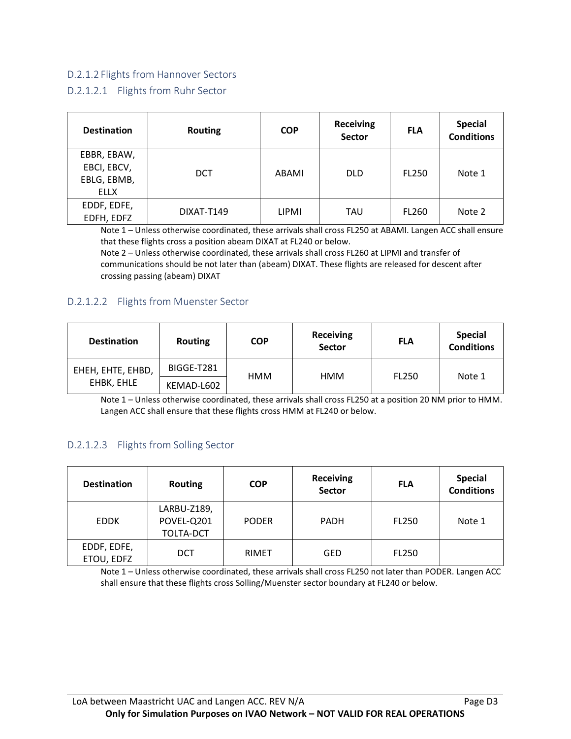### D.2.1.2 Flights from Hannover Sectors

#### D.2.1.2.1 Flights from Ruhr Sector

| Destination | Routing | COP | Receiving Sector | FLA | Special Conditions |
|---|---|---|---|---|---|
| EBBR, EBAW, EBCI, EBCV, EBLG, EBMB, ELLX | DCT | ABAMI | DLD | FL250 | Note 1 |
| EDDF, EDFE, EDFH, EDFZ | DIXAT-T149 | LIPMI | TAU | FL260 | Note 2 |

Note 1 – Unless otherwise coordinated, these arrivals shall cross FL250 at ABAMI. Langen ACC shall ensure that these flights cross a position abeam DIXAT at FL240 or below.

Note 2 – Unless otherwise coordinated, these arrivals shall cross FL260 at LIPMI and transfer of communications should be not later than (abeam) DIXAT. These flights are released for descent after crossing passing (abeam) DIXAT

#### D.2.1.2.2 Flights from Muenster Sector

| Destination | Routing | COP | Receiving Sector | FLA | Special Conditions |
|---|---|---|---|---|---|
| EHEH, EHTE, EHBD, EHBK, EHLE | BIGGE-T281 | HMM | HMM | FL250 | Note 1 |
| | KEMAD-L602 | | | | |

Note 1 – Unless otherwise coordinated, these arrivals shall cross FL250 at a position 20 NM prior to HMM. Langen ACC shall ensure that these flights cross HMM at FL240 or below.

#### D.2.1.2.3 Flights from Solling Sector

| Destination | Routing | COP | Receiving Sector | FLA | Special Conditions |
|---|---|---|---|---|---|
| EDDK | LARBU-Z189, POVEL-Q201 TOLTA-DCT | PODER | PADH | FL250 | Note 1 |
| EDDF, EDFE, ETOU, EDFZ | DCT | RIMET | GED | FL250 | |

Note 1 – Unless otherwise coordinated, these arrivals shall cross FL250 not later than PODER. Langen ACC shall ensure that these flights cross Solling/Muenster sector boundary at FL240 or below.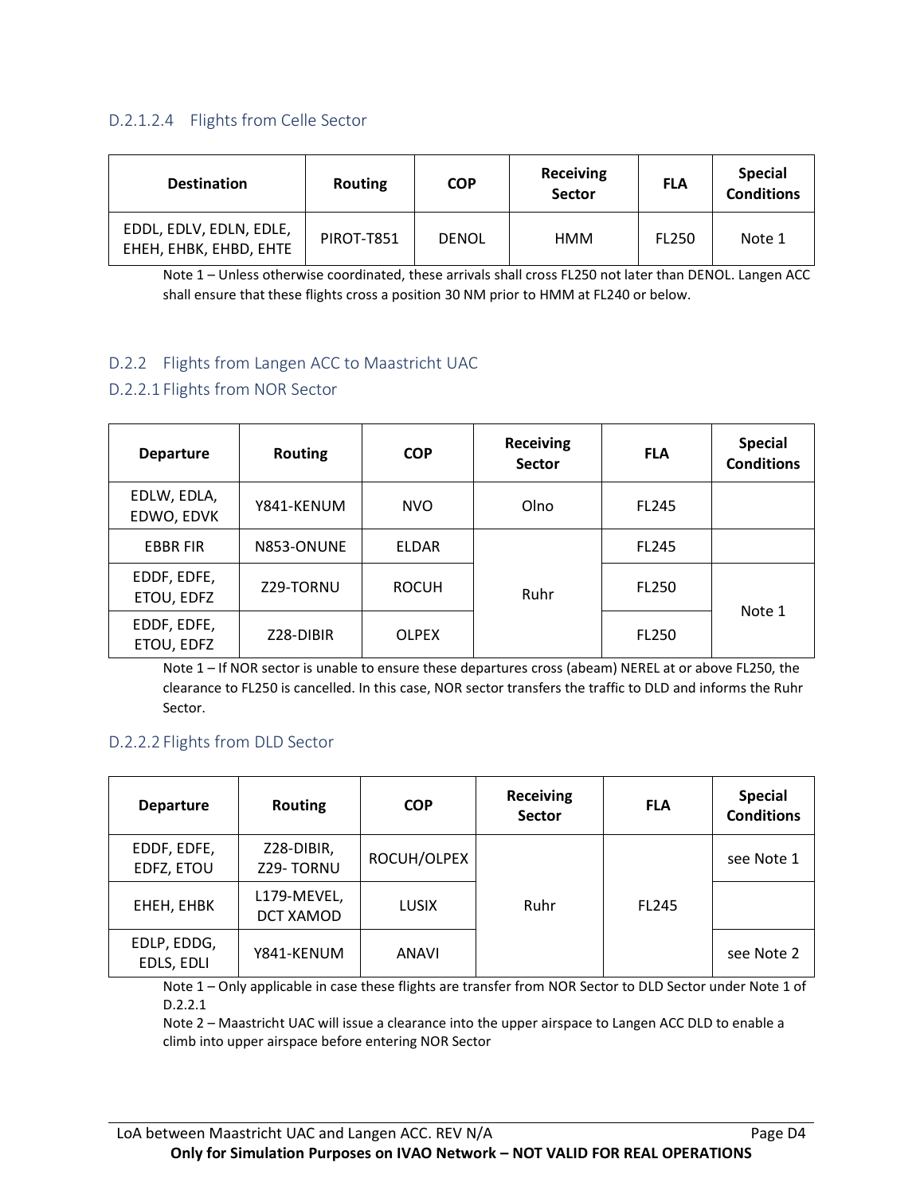#### D.2.1.2.4 Flights from Celle Sector

| Destination | Routing | COP | Receiving Sector | FLA | Special Conditions |
|---|---|---|---|---|---|
| EDDL, EDLV, EDLN, EDLE, EHEH, EHBK, EHBD, EHTE | PIROT-T851 | DENOL | HMM | FL250 | Note 1 |

Note 1 – Unless otherwise coordinated, these arrivals shall cross FL250 not later than DENOL. Langen ACC shall ensure that these flights cross a position 30 NM prior to HMM at FL240 or below.

## D.2.2 Flights from Langen ACC to Maastricht UAC

### D.2.2.1 Flights from NOR Sector

| Departure | Routing | COP | Receiving Sector | FLA | Special Conditions |
|---|---|---|---|---|---|
| EDLW, EDLA, EDWO, EDVK | Y841-KENUM | NVO | Olno | FL245 | |
| EBBR FIR | N853-ONUNE | ELDAR | Ruhr | FL245 | |
| EDDF, EDFE, ETOU, EDFZ | Z29-TORNU | ROCUH | Ruhr | FL250 | Note 1 |
| EDDF, EDFE, ETOU, EDFZ | Z28-DIBIR | OLPEX | Ruhr | FL250 | Note 1 |

Note 1 – If NOR sector is unable to ensure these departures cross (abeam) NEREL at or above FL250, the clearance to FL250 is cancelled. In this case, NOR sector transfers the traffic to DLD and informs the Ruhr Sector.

### D.2.2.2 Flights from DLD Sector

| Departure | Routing | COP | Receiving Sector | FLA | Special Conditions |
|---|---|---|---|---|---|
| EDDF, EDFE, EDFZ, ETOU | Z28-DIBIR, Z29- TORNU | ROCUH/OLPEX | Ruhr | FL245 | see Note 1 |
| EHEH, EHBK | L179-MEVEL, DCT XAMOD | LUSIX | Ruhr | FL245 | |
| EDLP, EDDG, EDLS, EDLI | Y841-KENUM | ANAVI | Ruhr | FL245 | see Note 2 |

Note 1 – Only applicable in case these flights are transfer from NOR Sector to DLD Sector under Note 1 of D.2.2.1

Note 2 – Maastricht UAC will issue a clearance into the upper airspace to Langen ACC DLD to enable a climb into upper airspace before entering NOR Sector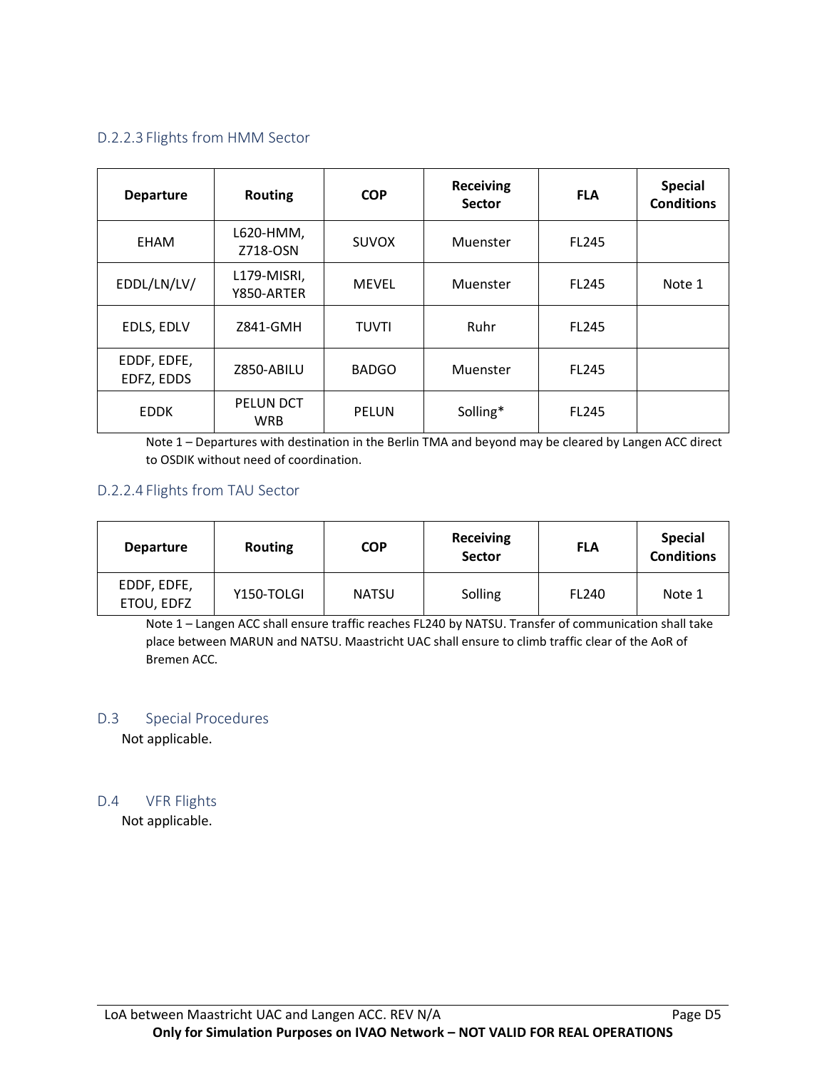### D.2.2.3 Flights from HMM Sector

| Departure | Routing | COP | Receiving Sector | FLA | Special Conditions |
|---|---|---|---|---|---|
| EHAM | L620-HMM, Z718-OSN | SUVOX | Muenster | FL245 | |
| EDDL/LN/LV/ | L179-MISRI, Y850-ARTER | MEVEL | Muenster | FL245 | Note 1 |
| EDLS, EDLV | Z841-GMH | TUVTI | Ruhr | FL245 | |
| EDDF, EDFE, EDFZ, EDDS | Z850-ABILU | BADGO | Muenster | FL245 | |
| EDDK | PELUN DCT WRB | PELUN | Solling* | FL245 | |

Note 1 – Departures with destination in the Berlin TMA and beyond may be cleared by Langen ACC direct to OSDIK without need of coordination.

### D.2.2.4 Flights from TAU Sector

| Departure | Routing | COP | Receiving Sector | FLA | Special Conditions |
|---|---|---|---|---|---|
| EDDF, EDFE, ETOU, EDFZ | Y150-TOLGI | NATSU | Solling | FL240 | Note 1 |

Note 1 – Langen ACC shall ensure traffic reaches FL240 by NATSU. Transfer of communication shall take place between MARUN and NATSU. Maastricht UAC shall ensure to climb traffic clear of the AoR of Bremen ACC.

## D.3 Special Procedures

Not applicable.

## D.4 VFR Flights

Not applicable.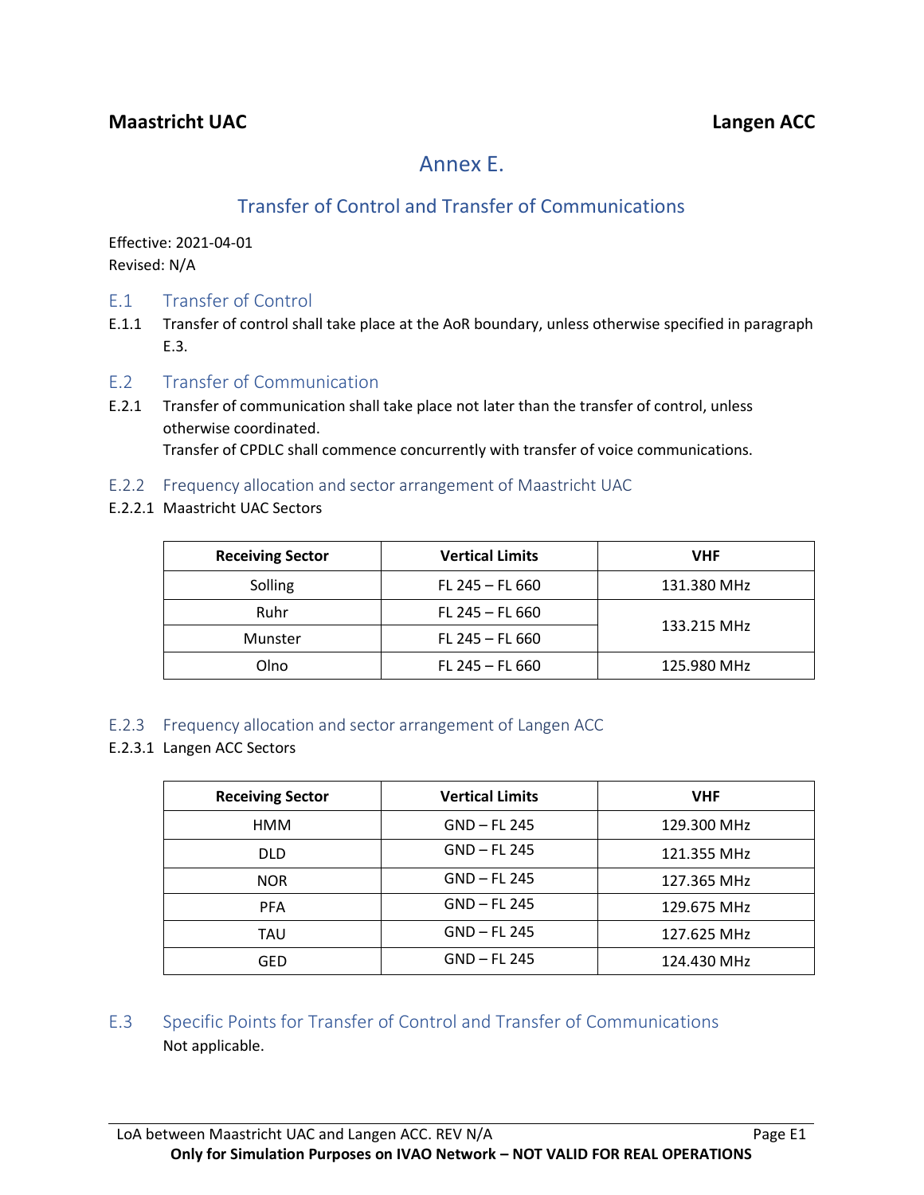**Maastricht UAC** **Langen ACC**

# Annex E.

## Transfer of Control and Transfer of Communications

Effective: 2021-04-01
Revised: N/A

### E.1 Transfer of Control

E.1.1 Transfer of control shall take place at the AoR boundary, unless otherwise specified in paragraph E.3.

### E.2 Transfer of Communication

E.2.1 Transfer of communication shall take place not later than the transfer of control, unless otherwise coordinated.
Transfer of CPDLC shall commence concurrently with transfer of voice communications.

#### E.2.2 Frequency allocation and sector arrangement of Maastricht UAC

E.2.2.1 Maastricht UAC Sectors

| Receiving Sector | Vertical Limits | VHF |
|---|---|---|
| Solling | FL 245 – FL 660 | 131.380 MHz |
| Ruhr | FL 245 – FL 660 | 133.215 MHz |
| Munster | FL 245 – FL 660 | |
| Olno | FL 245 – FL 660 | 125.980 MHz |

#### E.2.3 Frequency allocation and sector arrangement of Langen ACC

E.2.3.1 Langen ACC Sectors

| Receiving Sector | Vertical Limits | VHF |
|---|---|---|
| HMM | GND – FL 245 | 129.300 MHz |
| DLD | GND – FL 245 | 121.355 MHz |
| NOR | GND – FL 245 | 127.365 MHz |
| PFA | GND – FL 245 | 129.675 MHz |
| TAU | GND – FL 245 | 127.625 MHz |
| GED | GND – FL 245 | 124.430 MHz |

### E.3 Specific Points for Transfer of Control and Transfer of Communications

Not applicable.

LoA between Maastricht UAC and Langen ACC. REV N/A

**Only for Simulation Purposes on IVAO Network – NOT VALID FOR REAL OPERATIONS**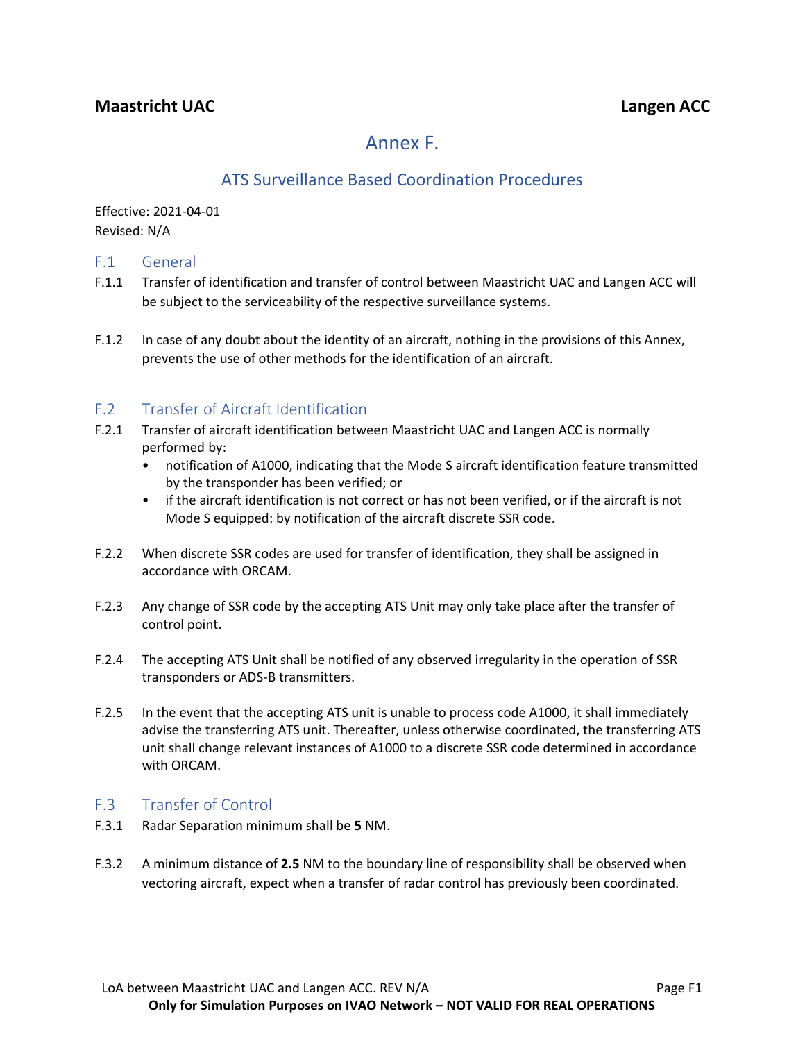# Annex F.

## ATS Surveillance Based Coordination Procedures

Effective: 2021-04-01
Revised: N/A

### F.1 General

F.1.1 Transfer of identification and transfer of control between Maastricht UAC and Langen ACC will be subject to the serviceability of the respective surveillance systems.

F.1.2 In case of any doubt about the identity of an aircraft, nothing in the provisions of this Annex, prevents the use of other methods for the identification of an aircraft.

### F.2 Transfer of Aircraft Identification

F.2.1 Transfer of aircraft identification between Maastricht UAC and Langen ACC is normally performed by:

- notification of A1000, indicating that the Mode S aircraft identification feature transmitted by the transponder has been verified; or
- if the aircraft identification is not correct or has not been verified, or if the aircraft is not Mode S equipped: by notification of the aircraft discrete SSR code.

F.2.2 When discrete SSR codes are used for transfer of identification, they shall be assigned in accordance with ORCAM.

F.2.3 Any change of SSR code by the accepting ATS Unit may only take place after the transfer of control point.

F.2.4 The accepting ATS Unit shall be notified of any observed irregularity in the operation of SSR transponders or ADS-B transmitters.

F.2.5 In the event that the accepting ATS unit is unable to process code A1000, it shall immediately advise the transferring ATS unit. Thereafter, unless otherwise coordinated, the transferring ATS unit shall change relevant instances of A1000 to a discrete SSR code determined in accordance with ORCAM.

### F.3 Transfer of Control

F.3.1 Radar Separation minimum shall be **5** NM.

F.3.2 A minimum distance of **2.5** NM to the boundary line of responsibility shall be observed when vectoring aircraft, expect when a transfer of radar control has previously been coordinated.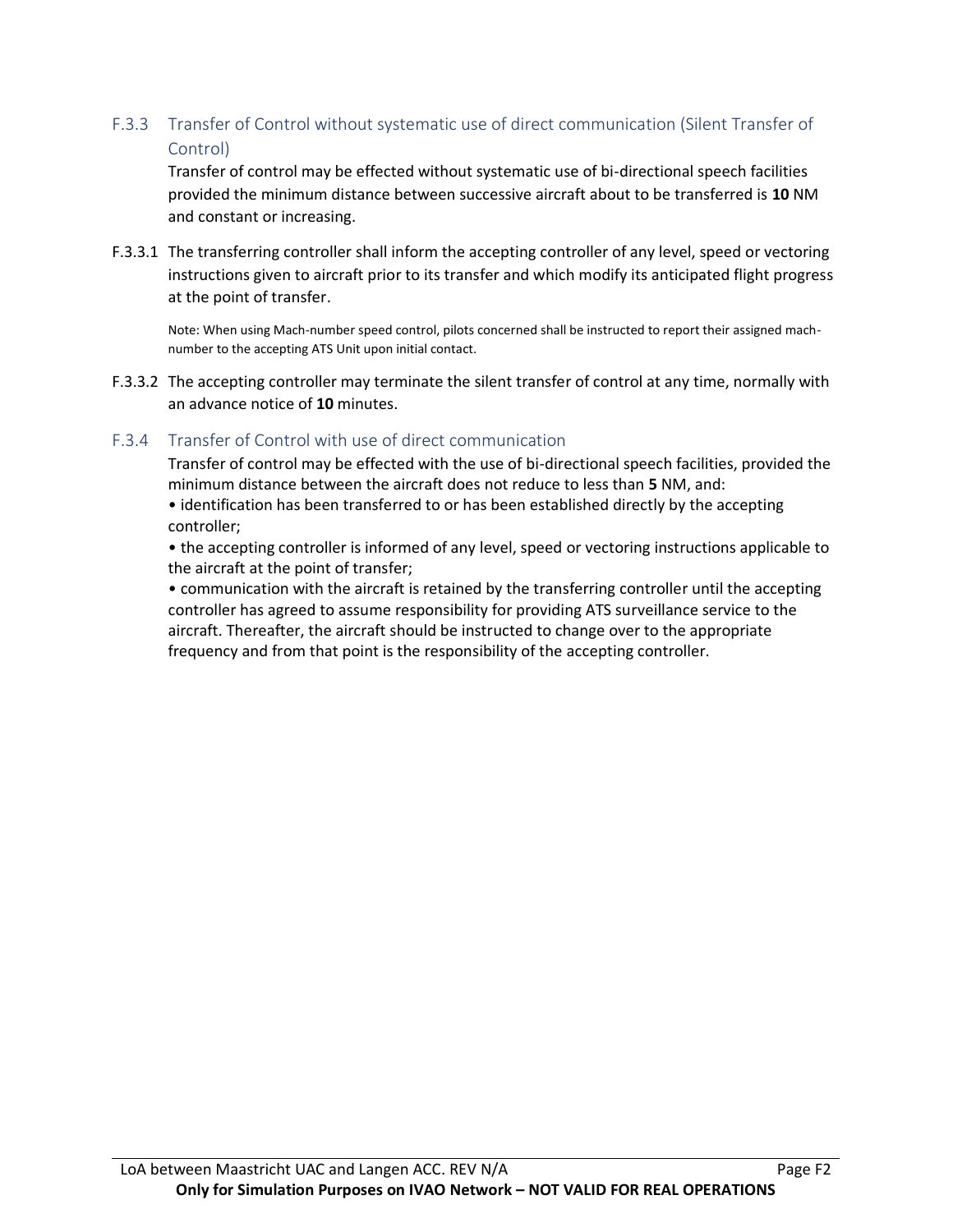### F.3.3 Transfer of Control without systematic use of direct communication (Silent Transfer of Control)

Transfer of control may be effected without systematic use of bi-directional speech facilities provided the minimum distance between successive aircraft about to be transferred is **10** NM and constant or increasing.

F.3.3.1 The transferring controller shall inform the accepting controller of any level, speed or vectoring instructions given to aircraft prior to its transfer and which modify its anticipated flight progress at the point of transfer.

Note: When using Mach-number speed control, pilots concerned shall be instructed to report their assigned mach-number to the accepting ATS Unit upon initial contact.

F.3.3.2 The accepting controller may terminate the silent transfer of control at any time, normally with an advance notice of **10** minutes.

### F.3.4 Transfer of Control with use of direct communication

Transfer of control may be effected with the use of bi-directional speech facilities, provided the minimum distance between the aircraft does not reduce to less than **5** NM, and:

- identification has been transferred to or has been established directly by the accepting controller;
- the accepting controller is informed of any level, speed or vectoring instructions applicable to the aircraft at the point of transfer;
- communication with the aircraft is retained by the transferring controller until the accepting controller has agreed to assume responsibility for providing ATS surveillance service to the aircraft. Thereafter, the aircraft should be instructed to change over to the appropriate frequency and from that point is the responsibility of the accepting controller.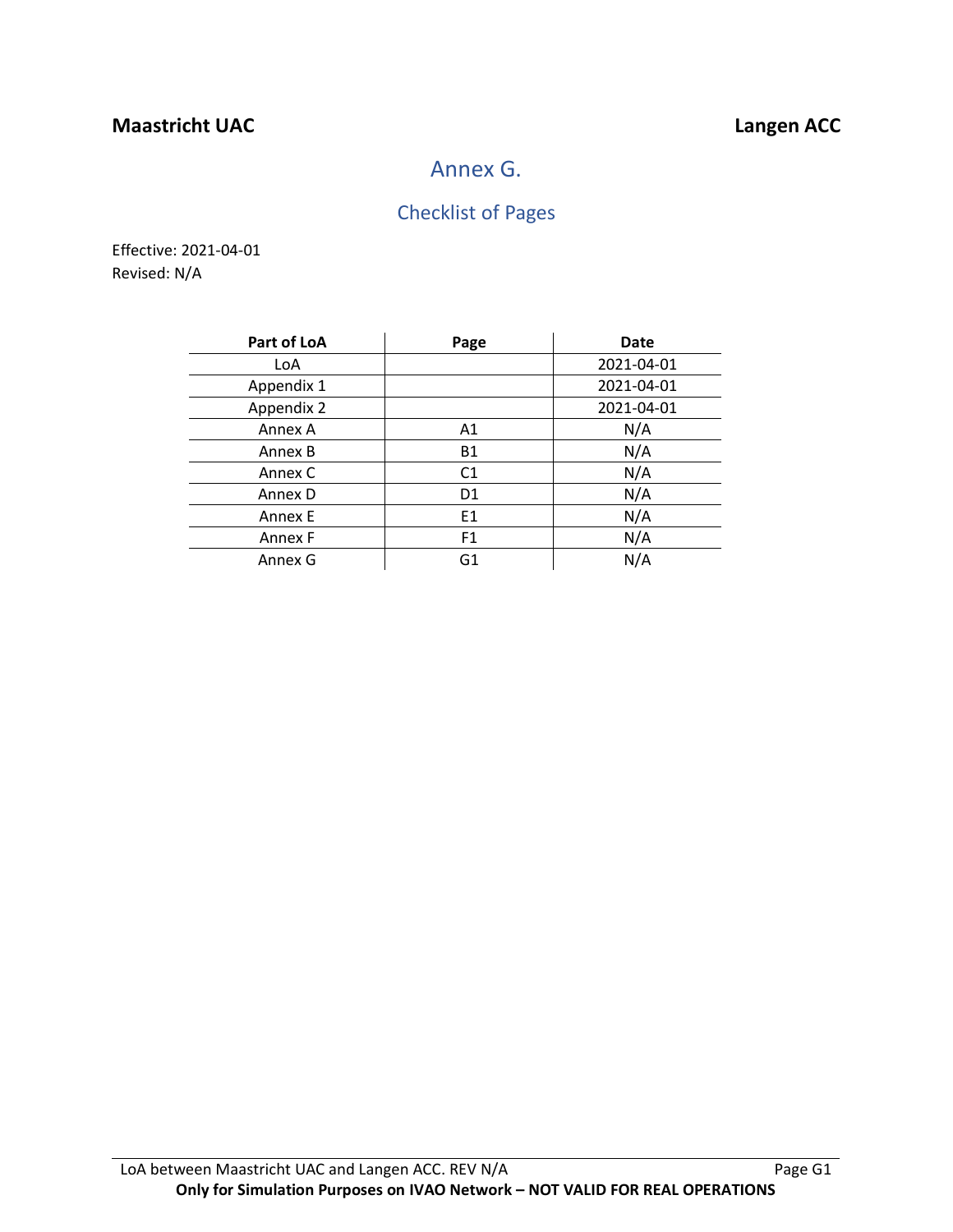**Maastricht UAC** **Langen ACC**

# Annex G.

## Checklist of Pages

Effective: 2021-04-01
Revised: N/A

| Part of LoA | Page | Date |
|---|---|---|
| LoA | | 2021-04-01 |
| Appendix 1 | | 2021-04-01 |
| Appendix 2 | | 2021-04-01 |
| Annex A | A1 | N/A |
| Annex B | B1 | N/A |
| Annex C | C1 | N/A |
| Annex D | D1 | N/A |
| Annex E | E1 | N/A |
| Annex F | F1 | N/A |
| Annex G | G1 | N/A |